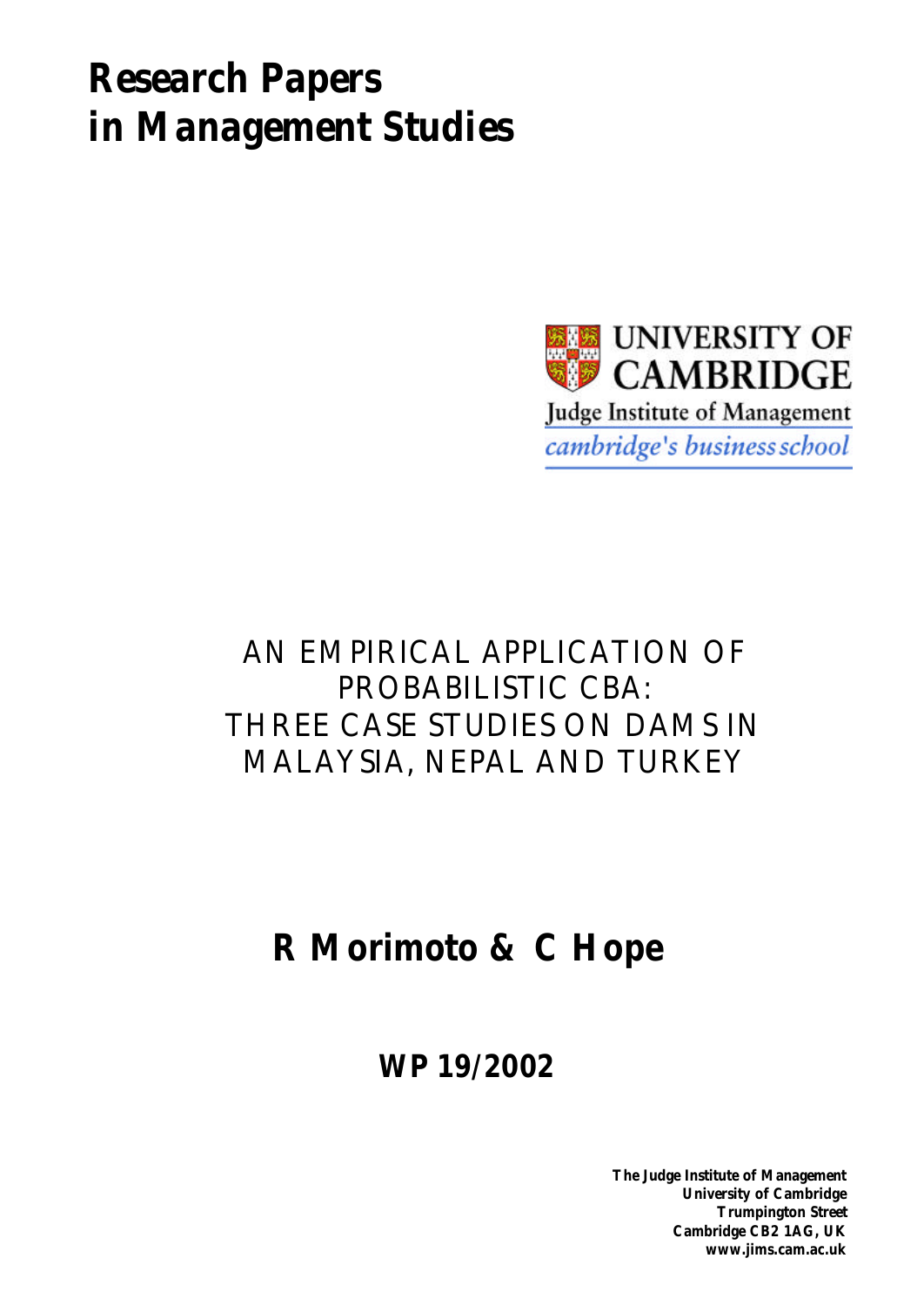# Research Papers in Management Studies

UNIVERSITY OF CAMBRIDGE

Judge Institute of Management

*cambridge's business school*

## AN EMPIRICAL APPLICATION OF PROBABILISTIC CBA: THREE CASE STUDIES ON DAMS IN MALAYSIA, NEPAL AND TURKEY

**R Morimoto & C Hope**

**WP 19/2002**

**The Judge Institute of Management**
**University of Cambridge**
**Trumpington Street**
**Cambridge CB2 1AG, UK**
**www.jims.cam.ac.uk**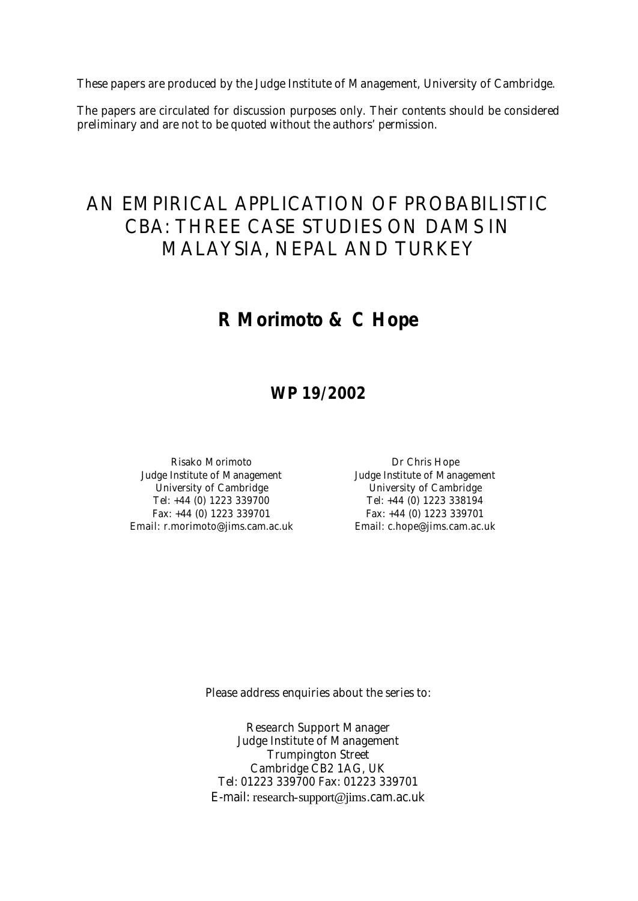These papers are produced by the Judge Institute of Management, University of Cambridge.

The papers are circulated for discussion purposes only. Their contents should be considered preliminary and are not to be quoted without the authors' permission.

# AN EMPIRICAL APPLICATION OF PROBABILISTIC CBA: THREE CASE STUDIES ON DAMS IN MALAYSIA, NEPAL AND TURKEY

## R Morimoto & C Hope

### WP 19/2002

Risako Morimoto
Judge Institute of Management
University of Cambridge
Tel: +44 (0) 1223 339700
Fax: +44 (0) 1223 339701
Email: r.morimoto@jims.cam.ac.uk

Dr Chris Hope
Judge Institute of Management
University of Cambridge
Tel: +44 (0) 1223 338194
Fax: +44 (0) 1223 339701
Email: c.hope@jims.cam.ac.uk

Please address enquiries about the series to:

Research Support Manager
Judge Institute of Management
Trumpington Street
Cambridge CB2 1AG, UK
Tel: 01223 339700 Fax: 01223 339701
E-mail: research-support@jims.cam.ac.uk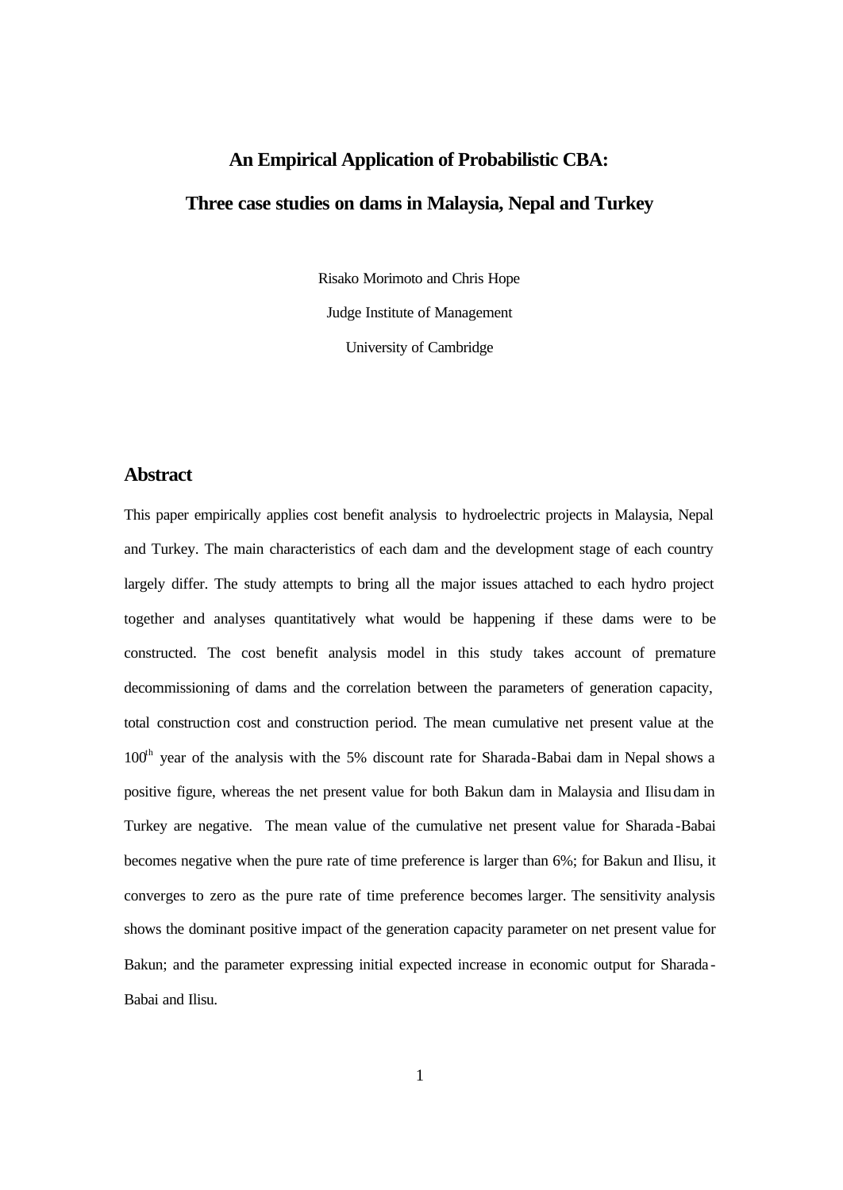# An Empirical Application of Probabilistic CBA:

# Three case studies on dams in Malaysia, Nepal and Turkey

Risako Morimoto and Chris Hope

Judge Institute of Management

University of Cambridge

## Abstract

This paper empirically applies cost benefit analysis to hydroelectric projects in Malaysia, Nepal and Turkey. The main characteristics of each dam and the development stage of each country largely differ. The study attempts to bring all the major issues attached to each hydro project together and analyses quantitatively what would be happening if these dams were to be constructed. The cost benefit analysis model in this study takes account of premature decommissioning of dams and the correlation between the parameters of generation capacity, total construction cost and construction period. The mean cumulative net present value at the 100$^{th}$ year of the analysis with the 5% discount rate for Sharada-Babai dam in Nepal shows a positive figure, whereas the net present value for both Bakun dam in Malaysia and Ilisu dam in Turkey are negative. The mean value of the cumulative net present value for Sharada-Babai becomes negative when the pure rate of time preference is larger than 6%; for Bakun and Ilisu, it converges to zero as the pure rate of time preference becomes larger. The sensitivity analysis shows the dominant positive impact of the generation capacity parameter on net present value for Bakun; and the parameter expressing initial expected increase in economic output for Sharada-Babai and Ilisu.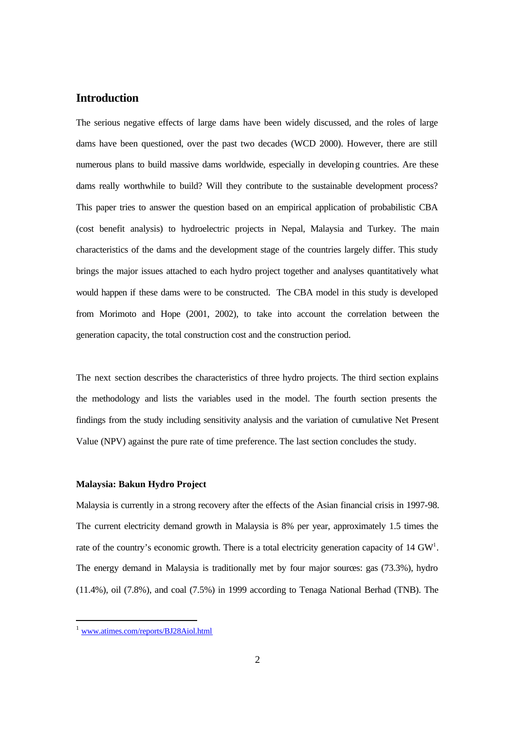## Introduction

The serious negative effects of large dams have been widely discussed, and the roles of large dams have been questioned, over the past two decades (WCD 2000). However, there are still numerous plans to build massive dams worldwide, especially in developing countries. Are these dams really worthwhile to build? Will they contribute to the sustainable development process? This paper tries to answer the question based on an empirical application of probabilistic CBA (cost benefit analysis) to hydroelectric projects in Nepal, Malaysia and Turkey. The main characteristics of the dams and the development stage of the countries largely differ. This study brings the major issues attached to each hydro project together and analyses quantitatively what would happen if these dams were to be constructed. The CBA model in this study is developed from Morimoto and Hope (2001, 2002), to take into account the correlation between the generation capacity, the total construction cost and the construction period.

The next section describes the characteristics of three hydro projects. The third section explains the methodology and lists the variables used in the model. The fourth section presents the findings from the study including sensitivity analysis and the variation of cumulative Net Present Value (NPV) against the pure rate of time preference. The last section concludes the study.

### Malaysia: Bakun Hydro Project

Malaysia is currently in a strong recovery after the effects of the Asian financial crisis in 1997-98. The current electricity demand growth in Malaysia is 8% per year, approximately 1.5 times the rate of the country's economic growth. There is a total electricity generation capacity of 14 GW[1]. The energy demand in Malaysia is traditionally met by four major sources: gas (73.3%), hydro (11.4%), oil (7.8%), and coal (7.5%) in 1999 according to Tenaga National Berhad (TNB). The

[1] www.atimes.com/reports/BJ28Aiol.html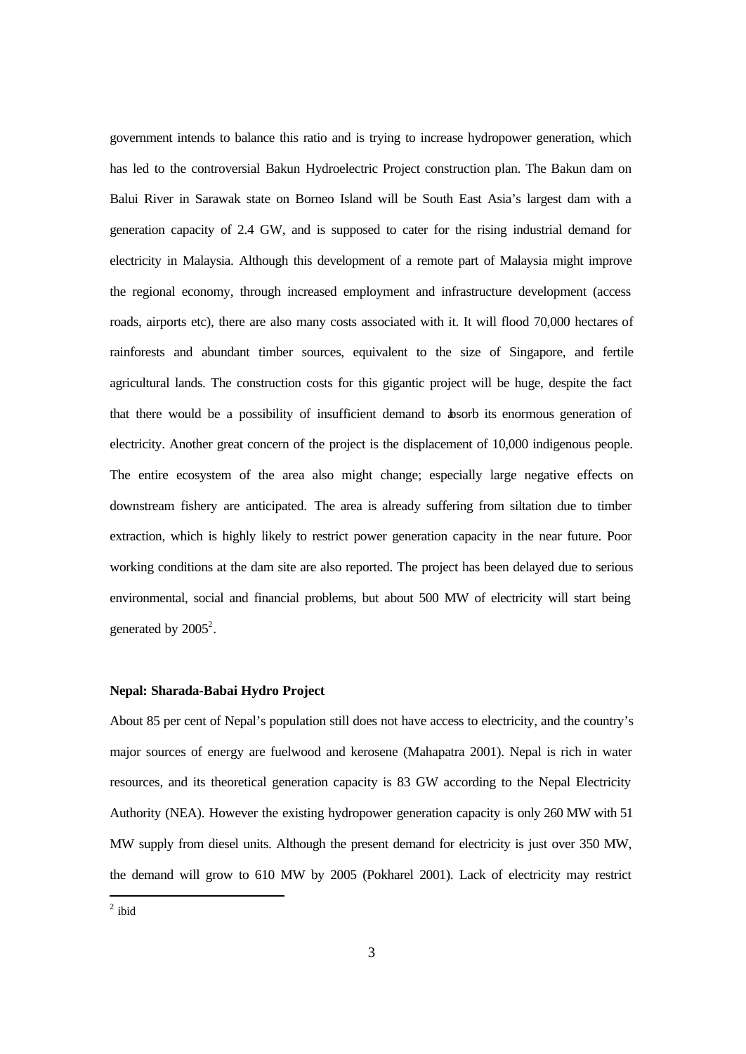government intends to balance this ratio and is trying to increase hydropower generation, which has led to the controversial Bakun Hydroelectric Project construction plan. The Bakun dam on Balui River in Sarawak state on Borneo Island will be South East Asia's largest dam with a generation capacity of 2.4 GW, and is supposed to cater for the rising industrial demand for electricity in Malaysia. Although this development of a remote part of Malaysia might improve the regional economy, through increased employment and infrastructure development (access roads, airports etc), there are also many costs associated with it. It will flood 70,000 hectares of rainforests and abundant timber sources, equivalent to the size of Singapore, and fertile agricultural lands. The construction costs for this gigantic project will be huge, despite the fact that there would be a possibility of insufficient demand to absorb its enormous generation of electricity. Another great concern of the project is the displacement of 10,000 indigenous people. The entire ecosystem of the area also might change; especially large negative effects on downstream fishery are anticipated. The area is already suffering from siltation due to timber extraction, which is highly likely to restrict power generation capacity in the near future. Poor working conditions at the dam site are also reported. The project has been delayed due to serious environmental, social and financial problems, but about 500 MW of electricity will start being generated by 2005[2].

**Nepal: Sharada-Babai Hydro Project**

About 85 per cent of Nepal's population still does not have access to electricity, and the country's major sources of energy are fuelwood and kerosene (Mahapatra 2001). Nepal is rich in water resources, and its theoretical generation capacity is 83 GW according to the Nepal Electricity Authority (NEA). However the existing hydropower generation capacity is only 260 MW with 51 MW supply from diesel units. Although the present demand for electricity is just over 350 MW, the demand will grow to 610 MW by 2005 (Pokharel 2001). Lack of electricity may restrict

[2] ibid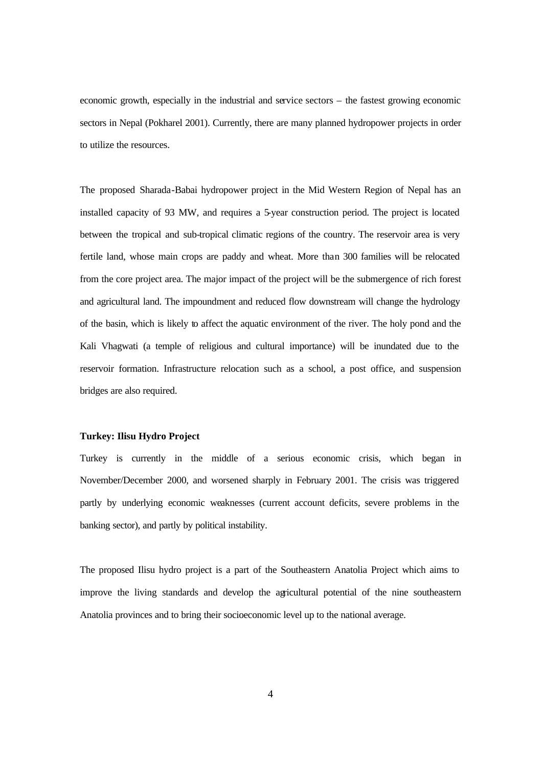economic growth, especially in the industrial and service sectors – the fastest growing economic sectors in Nepal (Pokharel 2001). Currently, there are many planned hydropower projects in order to utilize the resources.

The proposed Sharada-Babai hydropower project in the Mid Western Region of Nepal has an installed capacity of 93 MW, and requires a 5-year construction period. The project is located between the tropical and sub-tropical climatic regions of the country. The reservoir area is very fertile land, whose main crops are paddy and wheat. More than 300 families will be relocated from the core project area. The major impact of the project will be the submergence of rich forest and agricultural land. The impoundment and reduced flow downstream will change the hydrology of the basin, which is likely to affect the aquatic environment of the river. The holy pond and the Kali Vhagwati (a temple of religious and cultural importance) will be inundated due to the reservoir formation. Infrastructure relocation such as a school, a post office, and suspension bridges are also required.

**Turkey: Ilisu Hydro Project**

Turkey is currently in the middle of a serious economic crisis, which began in November/December 2000, and worsened sharply in February 2001. The crisis was triggered partly by underlying economic weaknesses (current account deficits, severe problems in the banking sector), and partly by political instability.

The proposed Ilisu hydro project is a part of the Southeastern Anatolia Project which aims to improve the living standards and develop the agricultural potential of the nine southeastern Anatolia provinces and to bring their socioeconomic level up to the national average.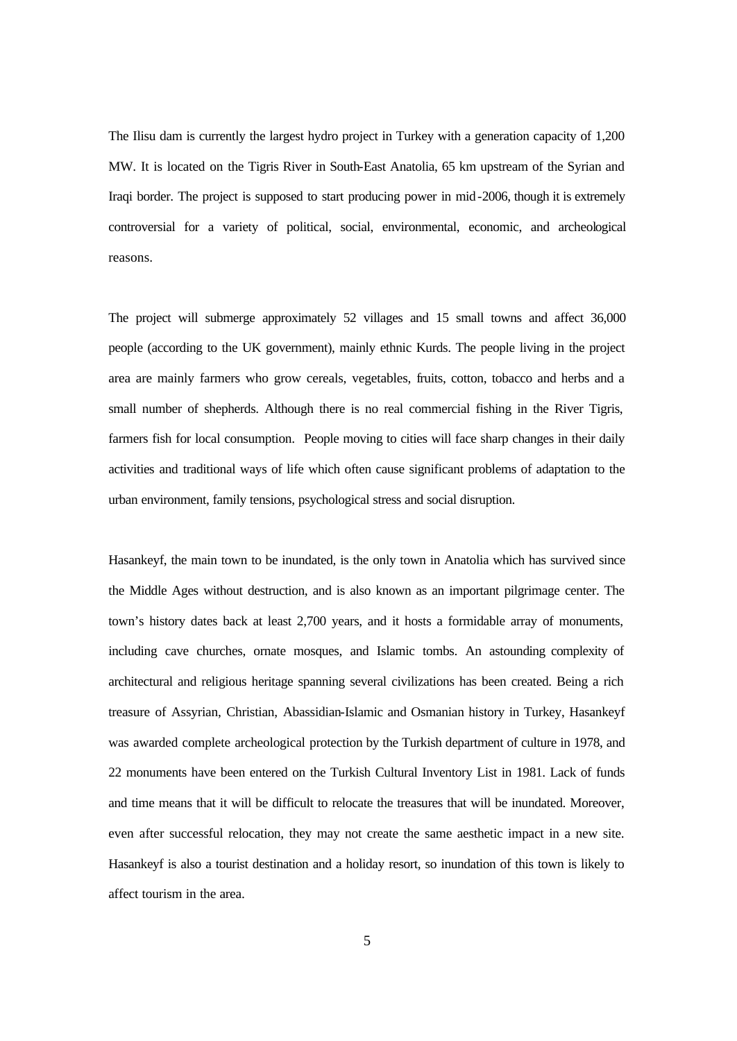The Ilisu dam is currently the largest hydro project in Turkey with a generation capacity of 1,200 MW. It is located on the Tigris River in South-East Anatolia, 65 km upstream of the Syrian and Iraqi border. The project is supposed to start producing power in mid-2006, though it is extremely controversial for a variety of political, social, environmental, economic, and archeological reasons.

The project will submerge approximately 52 villages and 15 small towns and affect 36,000 people (according to the UK government), mainly ethnic Kurds. The people living in the project area are mainly farmers who grow cereals, vegetables, fruits, cotton, tobacco and herbs and a small number of shepherds. Although there is no real commercial fishing in the River Tigris, farmers fish for local consumption. People moving to cities will face sharp changes in their daily activities and traditional ways of life which often cause significant problems of adaptation to the urban environment, family tensions, psychological stress and social disruption.

Hasankeyf, the main town to be inundated, is the only town in Anatolia which has survived since the Middle Ages without destruction, and is also known as an important pilgrimage center. The town's history dates back at least 2,700 years, and it hosts a formidable array of monuments, including cave churches, ornate mosques, and Islamic tombs. An astounding complexity of architectural and religious heritage spanning several civilizations has been created. Being a rich treasure of Assyrian, Christian, Abassidian-Islamic and Osmanian history in Turkey, Hasankeyf was awarded complete archeological protection by the Turkish department of culture in 1978, and 22 monuments have been entered on the Turkish Cultural Inventory List in 1981. Lack of funds and time means that it will be difficult to relocate the treasures that will be inundated. Moreover, even after successful relocation, they may not create the same aesthetic impact in a new site. Hasankeyf is also a tourist destination and a holiday resort, so inundation of this town is likely to affect tourism in the area.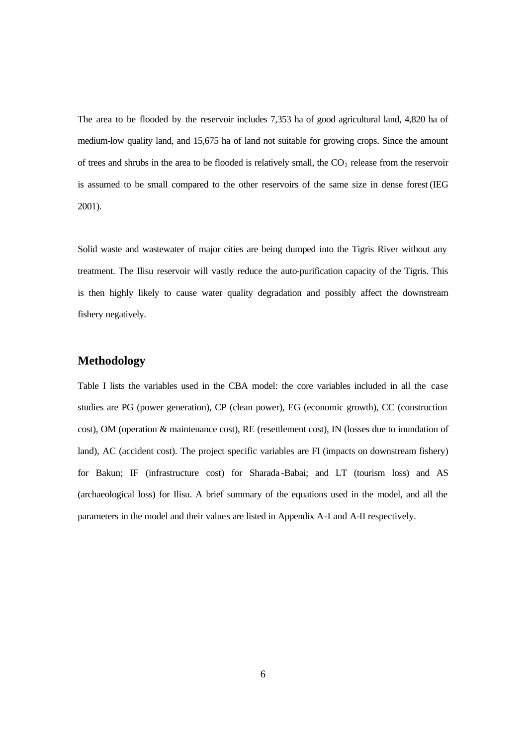The area to be flooded by the reservoir includes 7,353 ha of good agricultural land, 4,820 ha of medium-low quality land, and 15,675 ha of land not suitable for growing crops. Since the amount of trees and shrubs in the area to be flooded is relatively small, the $CO_2$ release from the reservoir is assumed to be small compared to the other reservoirs of the same size in dense forest (IEG 2001).

Solid waste and wastewater of major cities are being dumped into the Tigris River without any treatment. The Ilisu reservoir will vastly reduce the auto-purification capacity of the Tigris. This is then highly likely to cause water quality degradation and possibly affect the downstream fishery negatively.

## Methodology

Table I lists the variables used in the CBA model: the core variables included in all the case studies are PG (power generation), CP (clean power), EG (economic growth), CC (construction cost), OM (operation & maintenance cost), RE (resettlement cost), IN (losses due to inundation of land), AC (accident cost). The project specific variables are FI (impacts on downstream fishery) for Bakun; IF (infrastructure cost) for Sharada-Babai; and LT (tourism loss) and AS (archaeological loss) for Ilisu. A brief summary of the equations used in the model, and all the parameters in the model and their values are listed in Appendix A-I and A-II respectively.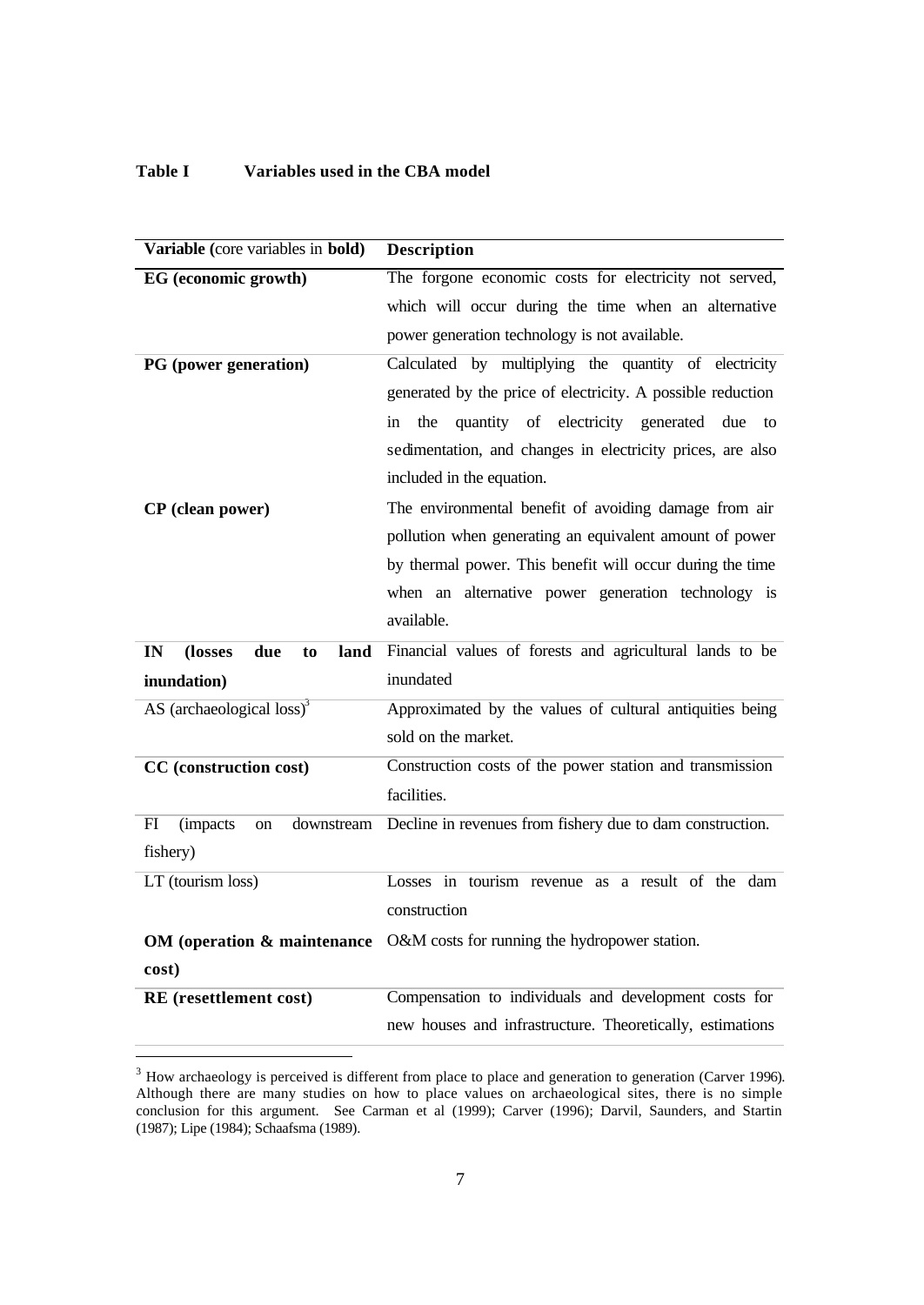**Table I Variables used in the CBA model**

| Variable (core variables in **bold**) | Description |
|---|---|
| **EG (economic growth)** | The forgone economic costs for electricity not served, which will occur during the time when an alternative power generation technology is not available. |
| **PG (power generation)** | Calculated by multiplying the quantity of electricity generated by the price of electricity. A possible reduction in the quantity of electricity generated due to sedimentation, and changes in electricity prices, are also included in the equation. |
| **CP (clean power)** | The environmental benefit of avoiding damage from air pollution when generating an equivalent amount of power by thermal power. This benefit will occur during the time when an alternative power generation technology is available. |
| **IN (losses due to land inundation)** | Financial values of forests and agricultural lands to be inundated |
| AS (archaeological loss)[3] | Approximated by the values of cultural antiquities being sold on the market. |
| **CC (construction cost)** | Construction costs of the power station and transmission facilities. |
| FI (impacts on downstream fishery) | Decline in revenues from fishery due to dam construction. |
| LT (tourism loss) | Losses in tourism revenue as a result of the dam construction |
| **OM (operation & maintenance cost)** | O&M costs for running the hydropower station. |
| **RE (resettlement cost)** | Compensation to individuals and development costs for new houses and infrastructure. Theoretically, estimations |

[3] How archaeology is perceived is different from place to place and generation to generation (Carver 1996). Although there are many studies on how to place values on archaeological sites, there is no simple conclusion for this argument. See Carman et al (1999); Carver (1996); Darvil, Saunders, and Startin (1987); Lipe (1984); Schaafsma (1989).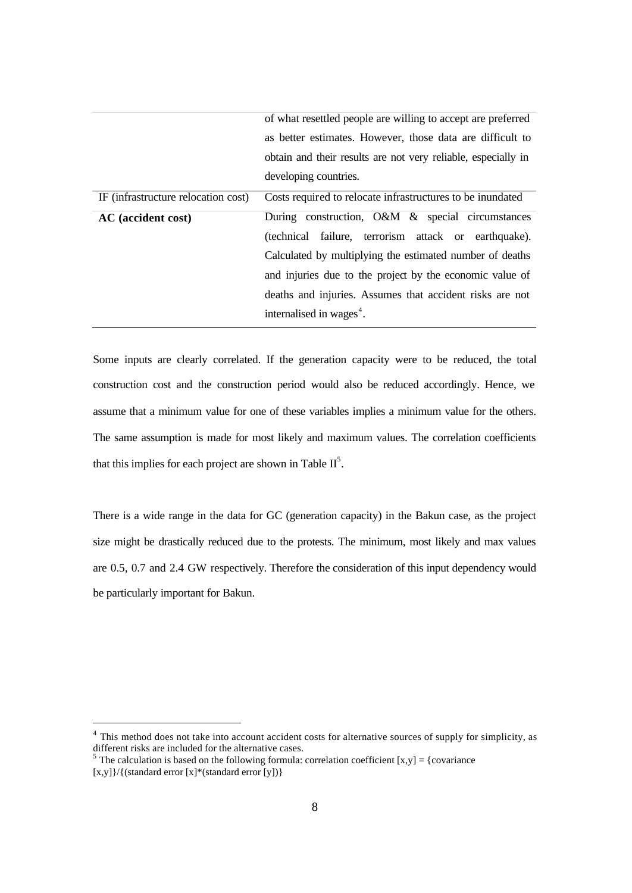| | |
|---|---|
| | of what resettled people are willing to accept are preferred as better estimates. However, those data are difficult to obtain and their results are not very reliable, especially in developing countries. |
| IF (infrastructure relocation cost) | Costs required to relocate infrastructures to be inundated |
| **AC (accident cost)** | During construction, O&M & special circumstances (technical failure, terrorism attack or earthquake). Calculated by multiplying the estimated number of deaths and injuries due to the project by the economic value of deaths and injuries. Assumes that accident risks are not internalised in wages[4]. |

Some inputs are clearly correlated. If the generation capacity were to be reduced, the total construction cost and the construction period would also be reduced accordingly. Hence, we assume that a minimum value for one of these variables implies a minimum value for the others. The same assumption is made for most likely and maximum values. The correlation coefficients that this implies for each project are shown in Table II[5].

There is a wide range in the data for GC (generation capacity) in the Bakun case, as the project size might be drastically reduced due to the protests. The minimum, most likely and max values are 0.5, 0.7 and 2.4 GW respectively. Therefore the consideration of this input dependency would be particularly important for Bakun.

[4] This method does not take into account accident costs for alternative sources of supply for simplicity, as different risks are included for the alternative cases.

[5] The calculation is based on the following formula: correlation coefficient [x,y] = {covariance [x,y]}/{(standard error [x]*(standard error [y])}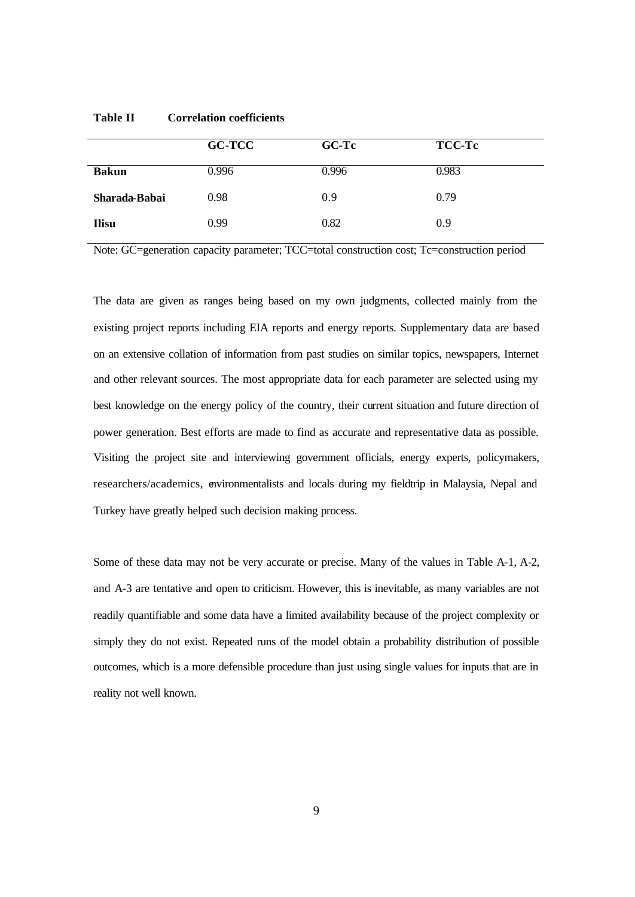**Table II Correlation coefficients**

| | GC-TCC | GC-Tc | TCC-Tc |
|---|---|---|---|
| **Bakun** | 0.996 | 0.996 | 0.983 |
| **Sharada-Babai** | 0.98 | 0.9 | 0.79 |
| **Ilisu** | 0.99 | 0.82 | 0.9 |

Note: GC=generation capacity parameter; TCC=total construction cost; Tc=construction period

The data are given as ranges being based on my own judgments, collected mainly from the existing project reports including EIA reports and energy reports. Supplementary data are based on an extensive collation of information from past studies on similar topics, newspapers, Internet and other relevant sources. The most appropriate data for each parameter are selected using my best knowledge on the energy policy of the country, their current situation and future direction of power generation. Best efforts are made to find as accurate and representative data as possible. Visiting the project site and interviewing government officials, energy experts, policymakers, researchers/academics, environmentalists and locals during my fieldtrip in Malaysia, Nepal and Turkey have greatly helped such decision making process.

Some of these data may not be very accurate or precise. Many of the values in Table A-1, A-2, and A-3 are tentative and open to criticism. However, this is inevitable, as many variables are not readily quantifiable and some data have a limited availability because of the project complexity or simply they do not exist. Repeated runs of the model obtain a probability distribution of possible outcomes, which is a more defensible procedure than just using single values for inputs that are in reality not well known.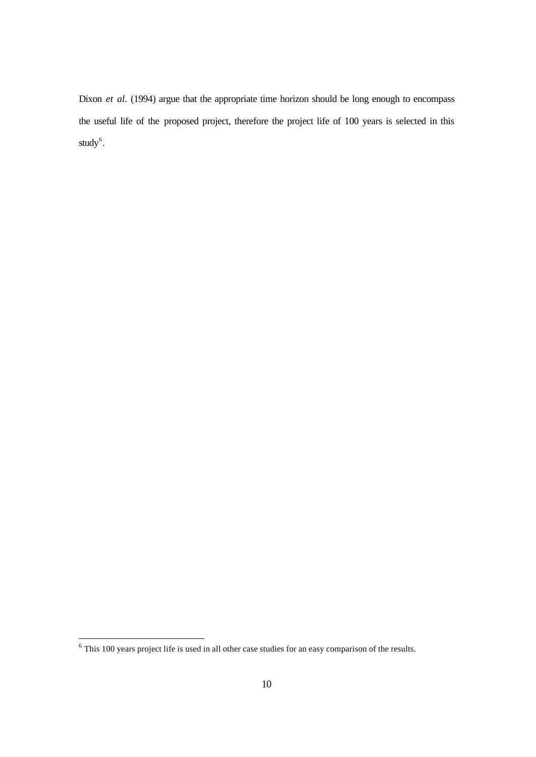Dixon *et al*. (1994) argue that the appropriate time horizon should be long enough to encompass the useful life of the proposed project, therefore the project life of 100 years is selected in this study[6].

[6] This 100 years project life is used in all other case studies for an easy comparison of the results.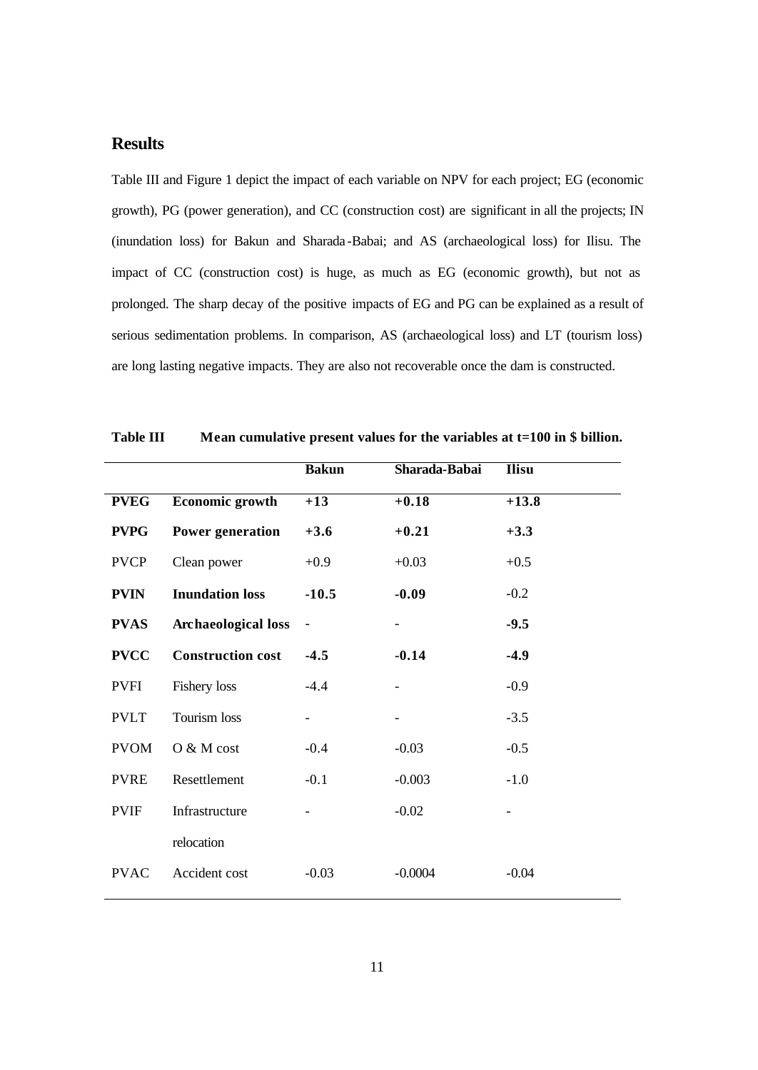## Results

Table III and Figure 1 depict the impact of each variable on NPV for each project; EG (economic growth), PG (power generation), and CC (construction cost) are significant in all the projects; IN (inundation loss) for Bakun and Sharada-Babai; and AS (archaeological loss) for Ilisu. The impact of CC (construction cost) is huge, as much as EG (economic growth), but not as prolonged. The sharp decay of the positive impacts of EG and PG can be explained as a result of serious sedimentation problems. In comparison, AS (archaeological loss) and LT (tourism loss) are long lasting negative impacts. They are also not recoverable once the dam is constructed.

**Table III Mean cumulative present values for the variables at t=100 in \$ billion.**

| | | Bakun | Sharada-Babai | Ilisu |
|---|---|---|---|---|
| **PVEG** | **Economic growth** | **+13** | **+0.18** | **+13.8** |
| **PVPG** | **Power generation** | **+3.6** | **+0.21** | **+3.3** |
| PVCP | Clean power | +0.9 | +0.03 | +0.5 |
| **PVIN** | **Inundation loss** | **-10.5** | **-0.09** | -0.2 |
| **PVAS** | **Archaeological loss** | - | - | **-9.5** |
| **PVCC** | **Construction cost** | **-4.5** | **-0.14** | **-4.9** |
| PVFI | Fishery loss | -4.4 | - | -0.9 |
| PVLT | Tourism loss | - | - | -3.5 |
| PVOM | O & M cost | -0.4 | -0.03 | -0.5 |
| PVRE | Resettlement | -0.1 | -0.003 | -1.0 |
| PVIF | Infrastructure relocation | - | -0.02 | - |
| PVAC | Accident cost | -0.03 | -0.0004 | -0.04 |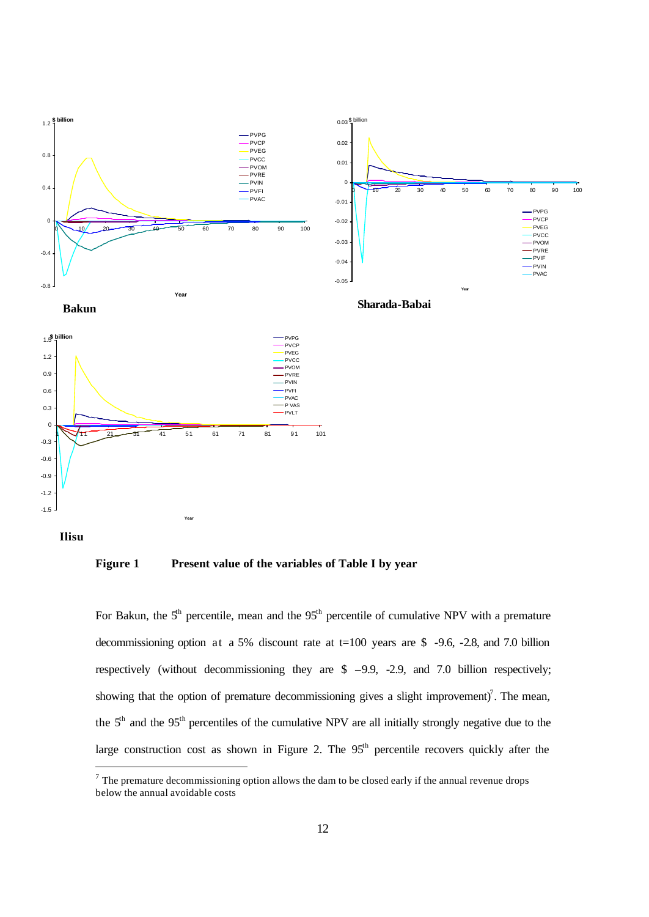**Bakun**

**Sharada-Babai**

**Ilisu**

**Figure 1 Present value of the variables of Table I by year**

For Bakun, the 5th percentile, mean and the 95th percentile of cumulative NPV with a premature decommissioning option at a 5% discount rate at t=100 years are $ -9.6, -2.8, and 7.0 billion respectively (without decommissioning they are $ –9.9, -2.9, and 7.0 billion respectively; showing that the option of premature decommissioning gives a slight improvement)[7]. The mean, the 5th and the 95th percentiles of the cumulative NPV are all initially strongly negative due to the large construction cost as shown in Figure 2. The 95th percentile recovers quickly after the

[7] The premature decommissioning option allows the dam to be closed early if the annual revenue drops below the annual avoidable costs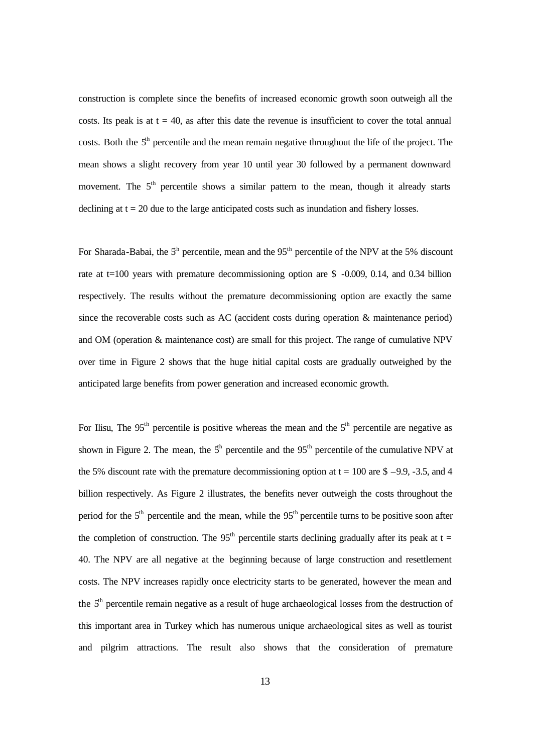construction is complete since the benefits of increased economic growth soon outweigh all the costs. Its peak is at $t = 40$, as after this date the revenue is insufficient to cover the total annual costs. Both the $5^{th}$ percentile and the mean remain negative throughout the life of the project. The mean shows a slight recovery from year 10 until year 30 followed by a permanent downward movement. The $5^{th}$ percentile shows a similar pattern to the mean, though it already starts declining at $t = 20$ due to the large anticipated costs such as inundation and fishery losses.

For Sharada-Babai, the $5^{th}$ percentile, mean and the $95^{th}$ percentile of the NPV at the 5% discount rate at t=100 years with premature decommissioning option are \$ -0.009, 0.14, and 0.34 billion respectively. The results without the premature decommissioning option are exactly the same since the recoverable costs such as AC (accident costs during operation & maintenance period) and OM (operation & maintenance cost) are small for this project. The range of cumulative NPV over time in Figure 2 shows that the huge initial capital costs are gradually outweighed by the anticipated large benefits from power generation and increased economic growth.

For Ilisu, The $95^{th}$ percentile is positive whereas the mean and the $5^{th}$ percentile are negative as shown in Figure 2. The mean, the $5^{th}$ percentile and the $95^{th}$ percentile of the cumulative NPV at the 5% discount rate with the premature decommissioning option at $t = 100$ are \$ –9.9, -3.5, and 4 billion respectively. As Figure 2 illustrates, the benefits never outweigh the costs throughout the period for the $5^{th}$ percentile and the mean, while the $95^{th}$ percentile turns to be positive soon after the completion of construction. The $95^{th}$ percentile starts declining gradually after its peak at $t = 40$. The NPV are all negative at the beginning because of large construction and resettlement costs. The NPV increases rapidly once electricity starts to be generated, however the mean and the $5^{th}$ percentile remain negative as a result of huge archaeological losses from the destruction of this important area in Turkey which has numerous unique archaeological sites as well as tourist and pilgrim attractions. The result also shows that the consideration of premature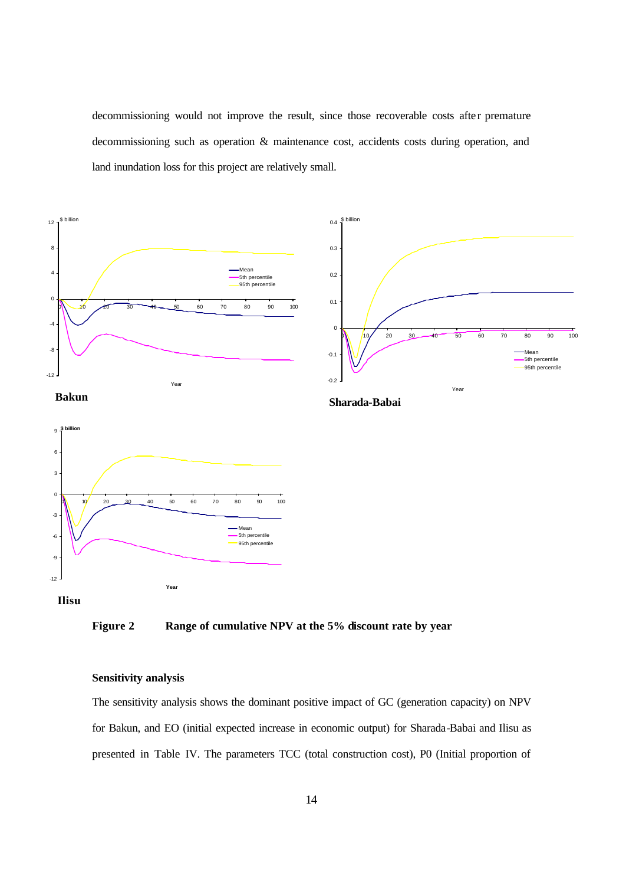decommissioning would not improve the result, since those recoverable costs after premature decommissioning such as operation & maintenance cost, accidents costs during operation, and land inundation loss for this project are relatively small.

**Bakun**

**Sharada-Babai**

**Ilisu**

**Figure 2** **Range of cumulative NPV at the 5% discount rate by year**

### Sensitivity analysis

The sensitivity analysis shows the dominant positive impact of GC (generation capacity) on NPV for Bakun, and EO (initial expected increase in economic output) for Sharada-Babai and Ilisu as presented in Table IV. The parameters TCC (total construction cost), P0 (Initial proportion of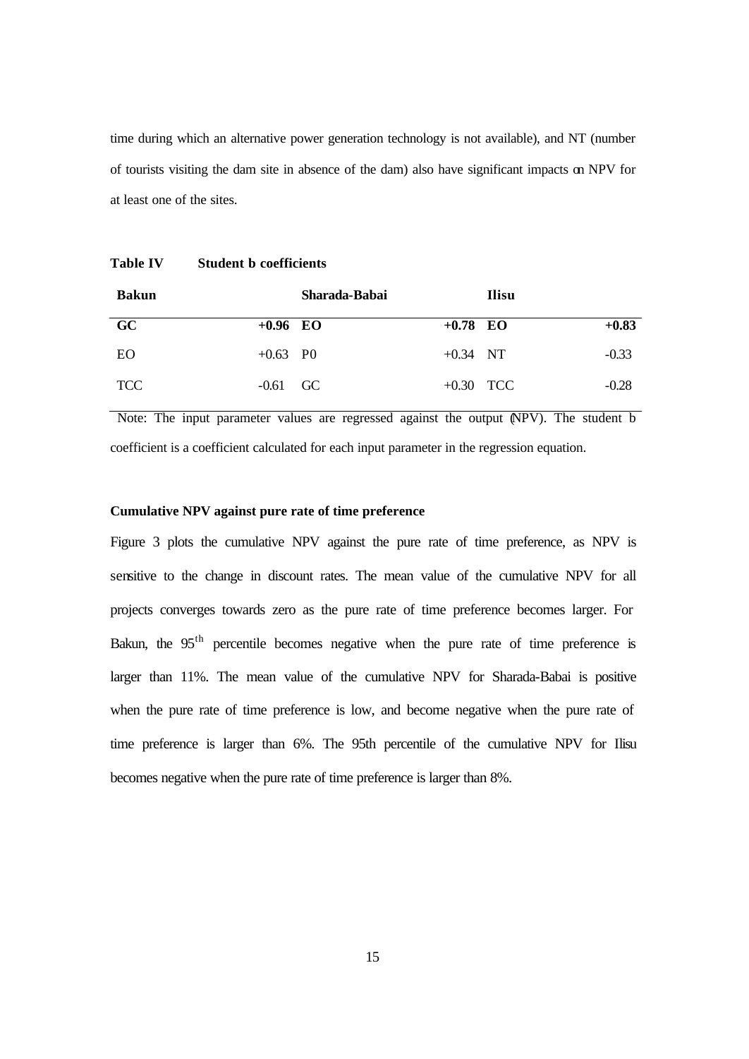time during which an alternative power generation technology is not available), and NT (number of tourists visiting the dam site in absence of the dam) also have significant impacts on NPV for at least one of the sites.

**Table IV Student b coefficients**

| **Bakun** | | **Sharada-Babai** | | **Ilisu** | |
|---|---|---|---|---|---|
| **GC** | **+0.96** | **EO** | **+0.78** | **EO** | **+0.83** |
| EO | +0.63 | P0 | +0.34 | NT | -0.33 |
| TCC | -0.61 | GC | +0.30 | TCC | -0.28 |

Note: The input parameter values are regressed against the output (NPV). The student b coefficient is a coefficient calculated for each input parameter in the regression equation.

### Cumulative NPV against pure rate of time preference

Figure 3 plots the cumulative NPV against the pure rate of time preference, as NPV is sensitive to the change in discount rates. The mean value of the cumulative NPV for all projects converges towards zero as the pure rate of time preference becomes larger. For Bakun, the 95$^{th}$ percentile becomes negative when the pure rate of time preference is larger than 11%. The mean value of the cumulative NPV for Sharada-Babai is positive when the pure rate of time preference is low, and become negative when the pure rate of time preference is larger than 6%. The 95th percentile of the cumulative NPV for Ilisu becomes negative when the pure rate of time preference is larger than 8%.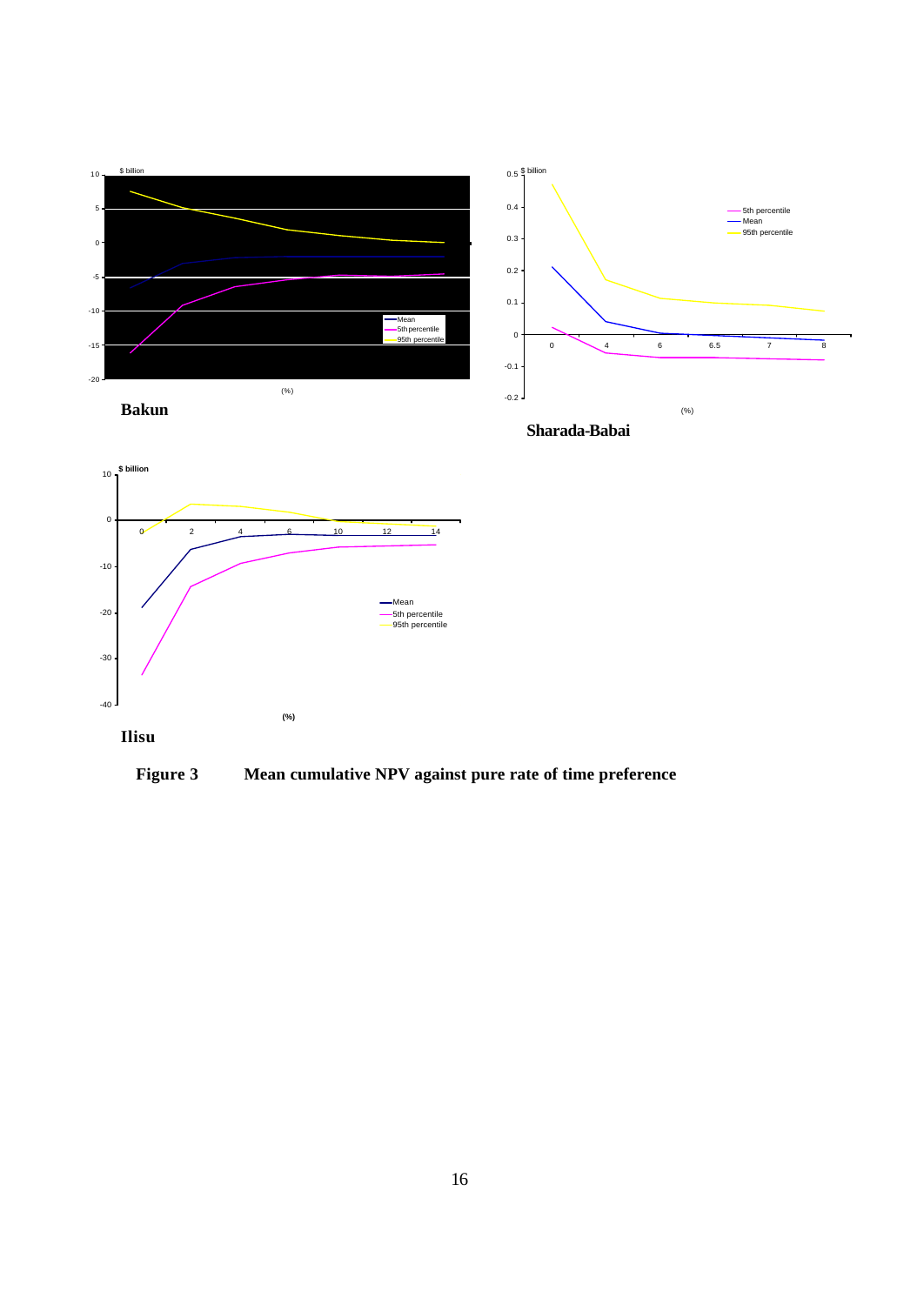**Bakun**

**Sharada-Babai**

**Ilisu**

**Figure 3 Mean cumulative NPV against pure rate of time preference**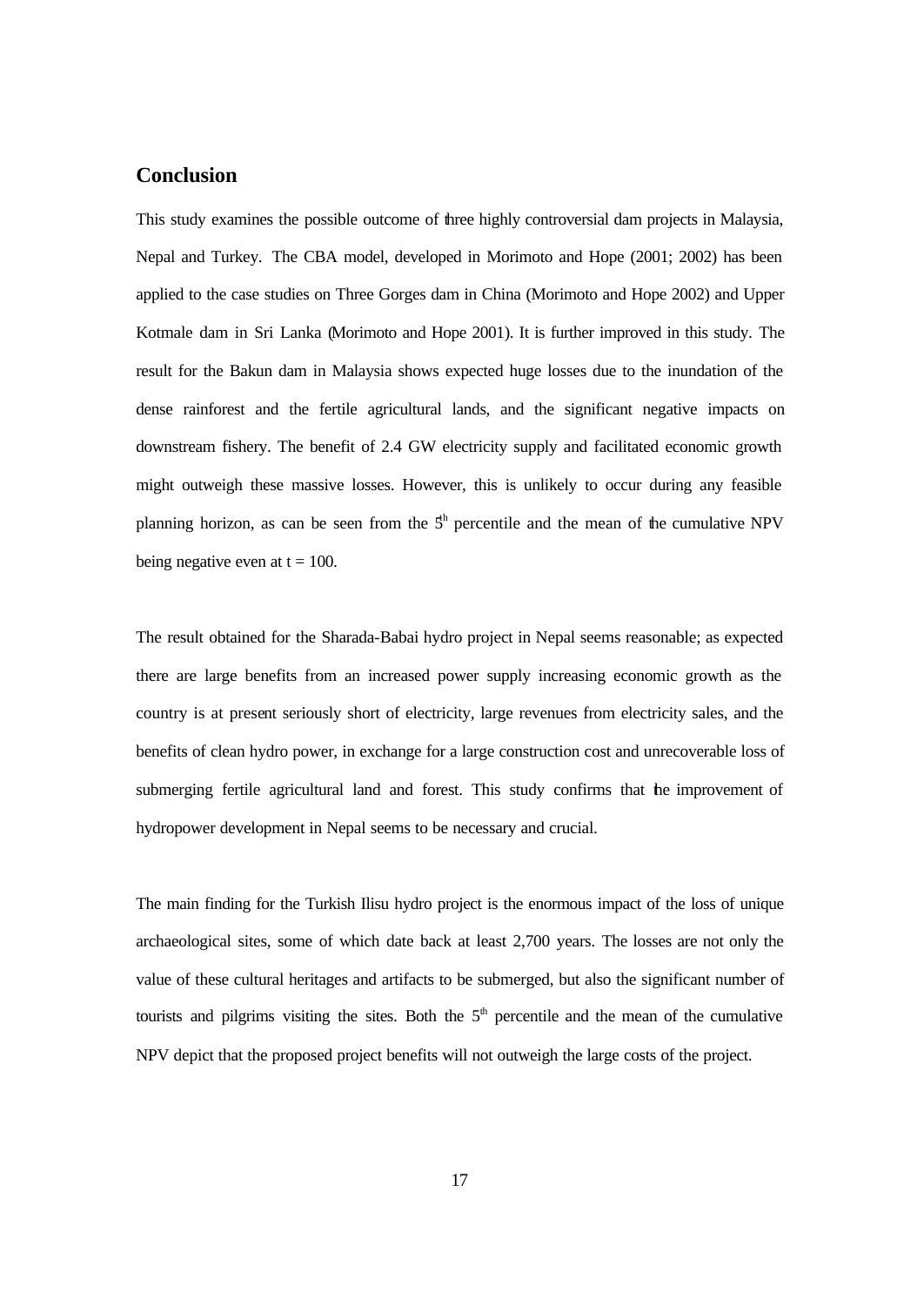## Conclusion

This study examines the possible outcome of three highly controversial dam projects in Malaysia, Nepal and Turkey. The CBA model, developed in Morimoto and Hope (2001; 2002) has been applied to the case studies on Three Gorges dam in China (Morimoto and Hope 2002) and Upper Kotmale dam in Sri Lanka (Morimoto and Hope 2001). It is further improved in this study. The result for the Bakun dam in Malaysia shows expected huge losses due to the inundation of the dense rainforest and the fertile agricultural lands, and the significant negative impacts on downstream fishery. The benefit of 2.4 GW electricity supply and facilitated economic growth might outweigh these massive losses. However, this is unlikely to occur during any feasible planning horizon, as can be seen from the $5^{th}$ percentile and the mean of the cumulative NPV being negative even at $t = 100$.

The result obtained for the Sharada-Babai hydro project in Nepal seems reasonable; as expected there are large benefits from an increased power supply increasing economic growth as the country is at present seriously short of electricity, large revenues from electricity sales, and the benefits of clean hydro power, in exchange for a large construction cost and unrecoverable loss of submerging fertile agricultural land and forest. This study confirms that the improvement of hydropower development in Nepal seems to be necessary and crucial.

The main finding for the Turkish Ilisu hydro project is the enormous impact of the loss of unique archaeological sites, some of which date back at least 2,700 years. The losses are not only the value of these cultural heritages and artifacts to be submerged, but also the significant number of tourists and pilgrims visiting the sites. Both the $5^{th}$ percentile and the mean of the cumulative NPV depict that the proposed project benefits will not outweigh the large costs of the project.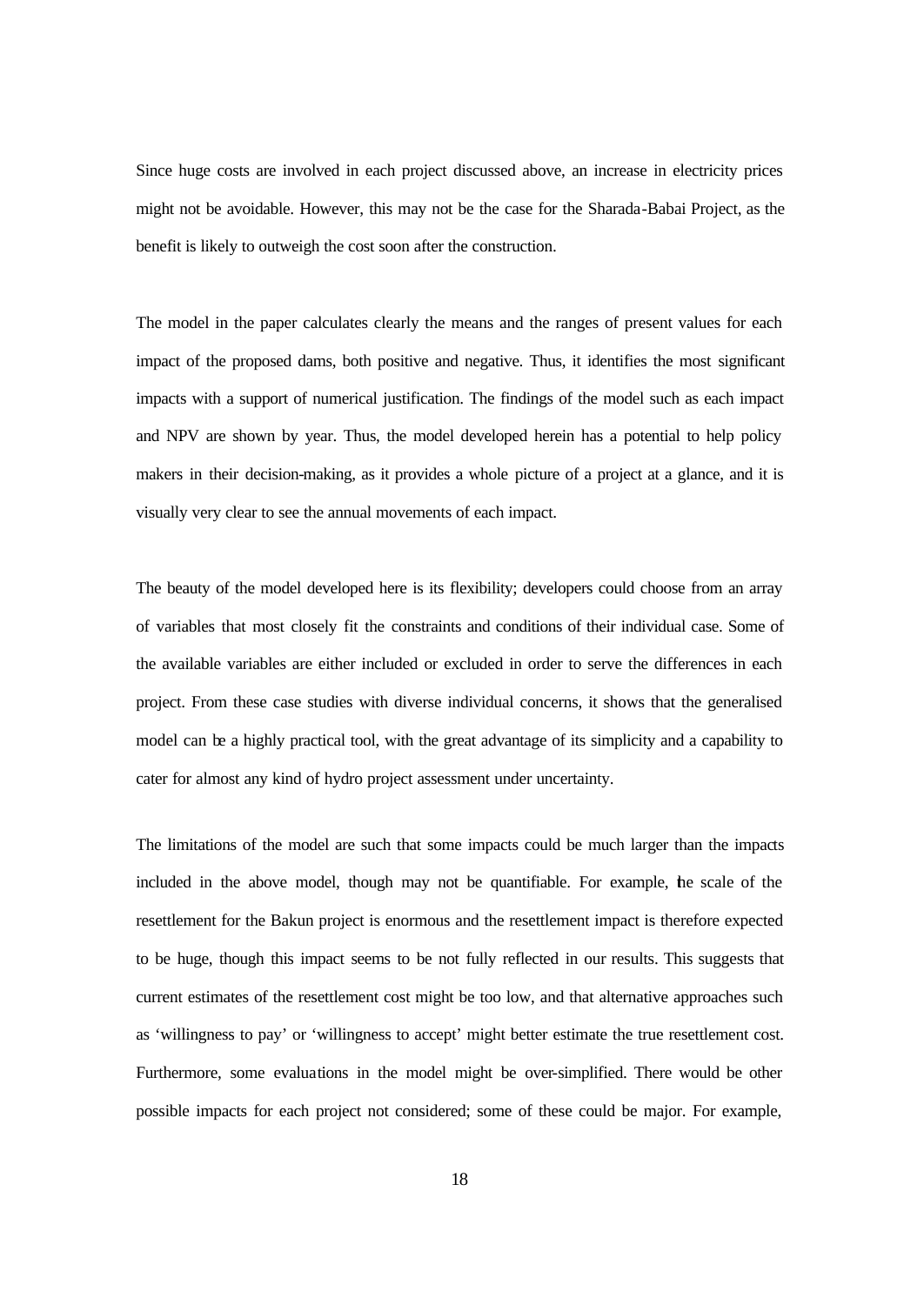Since huge costs are involved in each project discussed above, an increase in electricity prices might not be avoidable. However, this may not be the case for the Sharada-Babai Project, as the benefit is likely to outweigh the cost soon after the construction.

The model in the paper calculates clearly the means and the ranges of present values for each impact of the proposed dams, both positive and negative. Thus, it identifies the most significant impacts with a support of numerical justification. The findings of the model such as each impact and NPV are shown by year. Thus, the model developed herein has a potential to help policy makers in their decision-making, as it provides a whole picture of a project at a glance, and it is visually very clear to see the annual movements of each impact.

The beauty of the model developed here is its flexibility; developers could choose from an array of variables that most closely fit the constraints and conditions of their individual case. Some of the available variables are either included or excluded in order to serve the differences in each project. From these case studies with diverse individual concerns, it shows that the generalised model can be a highly practical tool, with the great advantage of its simplicity and a capability to cater for almost any kind of hydro project assessment under uncertainty.

The limitations of the model are such that some impacts could be much larger than the impacts included in the above model, though may not be quantifiable. For example, the scale of the resettlement for the Bakun project is enormous and the resettlement impact is therefore expected to be huge, though this impact seems to be not fully reflected in our results. This suggests that current estimates of the resettlement cost might be too low, and that alternative approaches such as 'willingness to pay' or 'willingness to accept' might better estimate the true resettlement cost. Furthermore, some evaluations in the model might be over-simplified. There would be other possible impacts for each project not considered; some of these could be major. For example,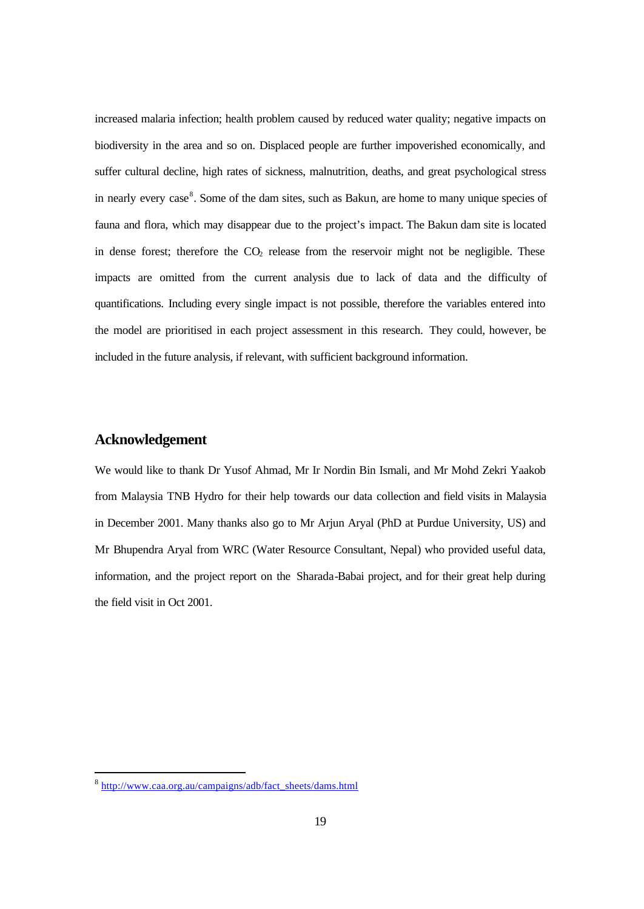increased malaria infection; health problem caused by reduced water quality; negative impacts on biodiversity in the area and so on. Displaced people are further impoverished economically, and suffer cultural decline, high rates of sickness, malnutrition, deaths, and great psychological stress in nearly every case[8]. Some of the dam sites, such as Bakun, are home to many unique species of fauna and flora, which may disappear due to the project's impact. The Bakun dam site is located in dense forest; therefore the $CO_2$ release from the reservoir might not be negligible. These impacts are omitted from the current analysis due to lack of data and the difficulty of quantifications. Including every single impact is not possible, therefore the variables entered into the model are prioritised in each project assessment in this research. They could, however, be included in the future analysis, if relevant, with sufficient background information.

## Acknowledgement

We would like to thank Dr Yusof Ahmad, Mr Ir Nordin Bin Ismali, and Mr Mohd Zekri Yaakob from Malaysia TNB Hydro for their help towards our data collection and field visits in Malaysia in December 2001. Many thanks also go to Mr Arjun Aryal (PhD at Purdue University, US) and Mr Bhupendra Aryal from WRC (Water Resource Consultant, Nepal) who provided useful data, information, and the project report on the Sharada-Babai project, and for their great help during the field visit in Oct 2001.

---

[8] http://www.caa.org.au/campaigns/adb/fact_sheets/dams.html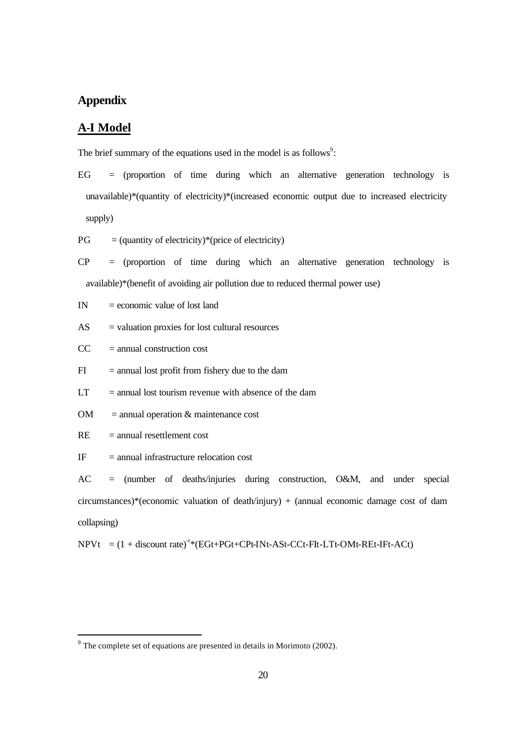# Appendix

## A-I Model

The brief summary of the equations used in the model is as follows[9]:

EG = (proportion of time during which an alternative generation technology is unavailable)*(quantity of electricity)*(increased economic output due to increased electricity supply)

PG = (quantity of electricity)*(price of electricity)

CP = (proportion of time during which an alternative generation technology is available)*(benefit of avoiding air pollution due to reduced thermal power use)

IN = economic value of lost land

AS = valuation proxies for lost cultural resources

CC = annual construction cost

FI = annual lost profit from fishery due to the dam

LT = annual lost tourism revenue with absence of the dam

OM = annual operation & maintenance cost

RE = annual resettlement cost

IF = annual infrastructure relocation cost

AC = (number of deaths/injuries during construction, O&M, and under special circumstances)*(economic valuation of death/injury) + (annual economic damage cost of dam collapsing)

NPVt = $(1 + \text{discount rate})^{-t}$*(EGt+PGt+CPt-INt-ASt-CCt-FIt-LTt-OMt-REt-IFt-ACt)

[9] The complete set of equations are presented in details in Morimoto (2002).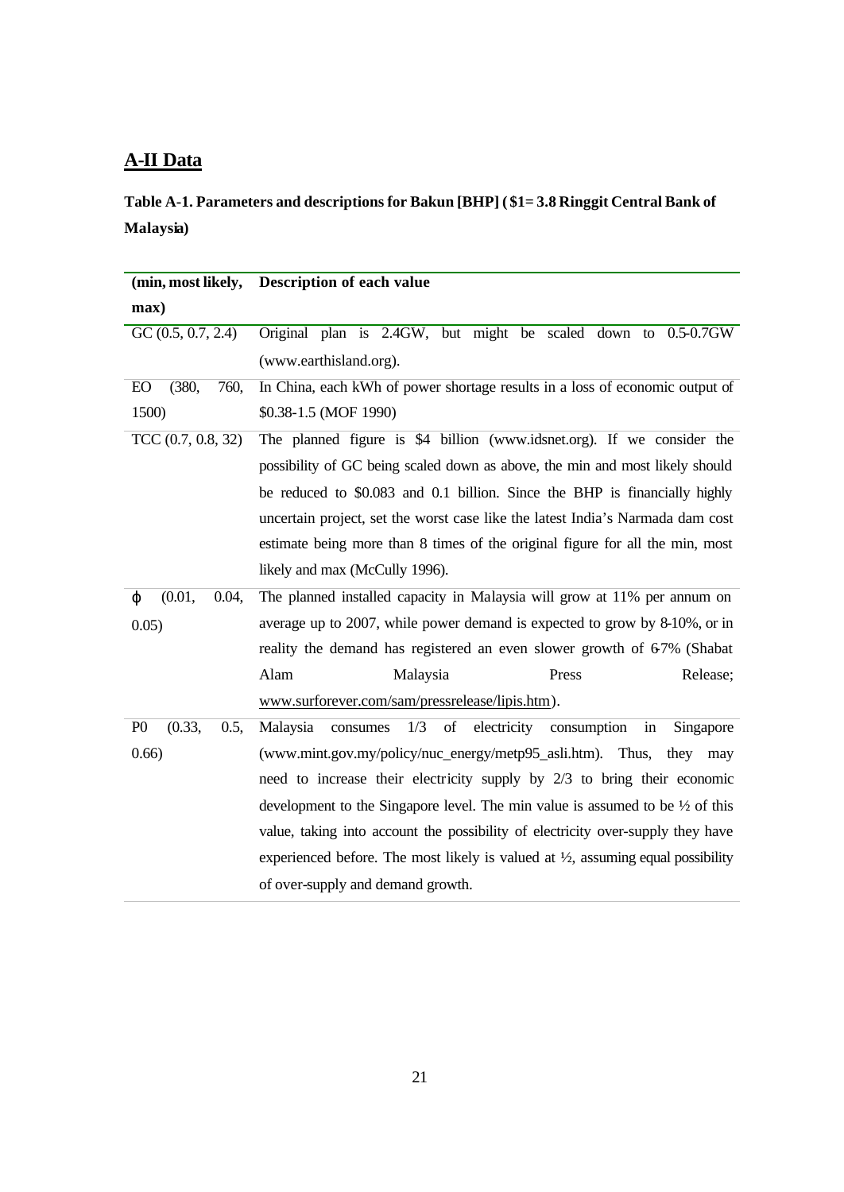## A-II Data

**Table A-1. Parameters and descriptions for Bakun [BHP] ($1= 3.8 Ringgit Central Bank of Malaysia)**

| (min, most likely, max) | Description of each value |
|---|---|
| GC (0.5, 0.7, 2.4) | Original plan is 2.4GW, but might be scaled down to 0.5-0.7GW (www.earthisland.org). |
| EO (380, 760, 1500) | In China, each kWh of power shortage results in a loss of economic output of $0.38-1.5 (MOF 1990) |
| TCC (0.7, 0.8, 32) | The planned figure is $4 billion (www.idsnet.org). If we consider the possibility of GC being scaled down as above, the min and most likely should be reduced to $0.083 and 0.1 billion. Since the BHP is financially highly uncertain project, set the worst case like the latest India's Narmada dam cost estimate being more than 8 times of the original figure for all the min, most likely and max (McCully 1996). |
| $\varphi$ (0.01, 0.04, 0.05) | The planned installed capacity in Malaysia will grow at 11% per annum on average up to 2007, while power demand is expected to grow by 8-10%, or in reality the demand has registered an even slower growth of 6-7% (Shabat Alam Malaysia Press Release; www.surforever.com/sam/pressrelease/lipis.htm). |
| P0 (0.33, 0.5, 0.66) | Malaysia consumes 1/3 of electricity consumption in Singapore (www.mint.gov.my/policy/nuc_energy/metp95_asli.htm). Thus, they may need to increase their electricity supply by 2/3 to bring their economic development to the Singapore level. The min value is assumed to be ½ of this value, taking into account the possibility of electricity over-supply they have experienced before. The most likely is valued at ½, assuming equal possibility of over-supply and demand growth. |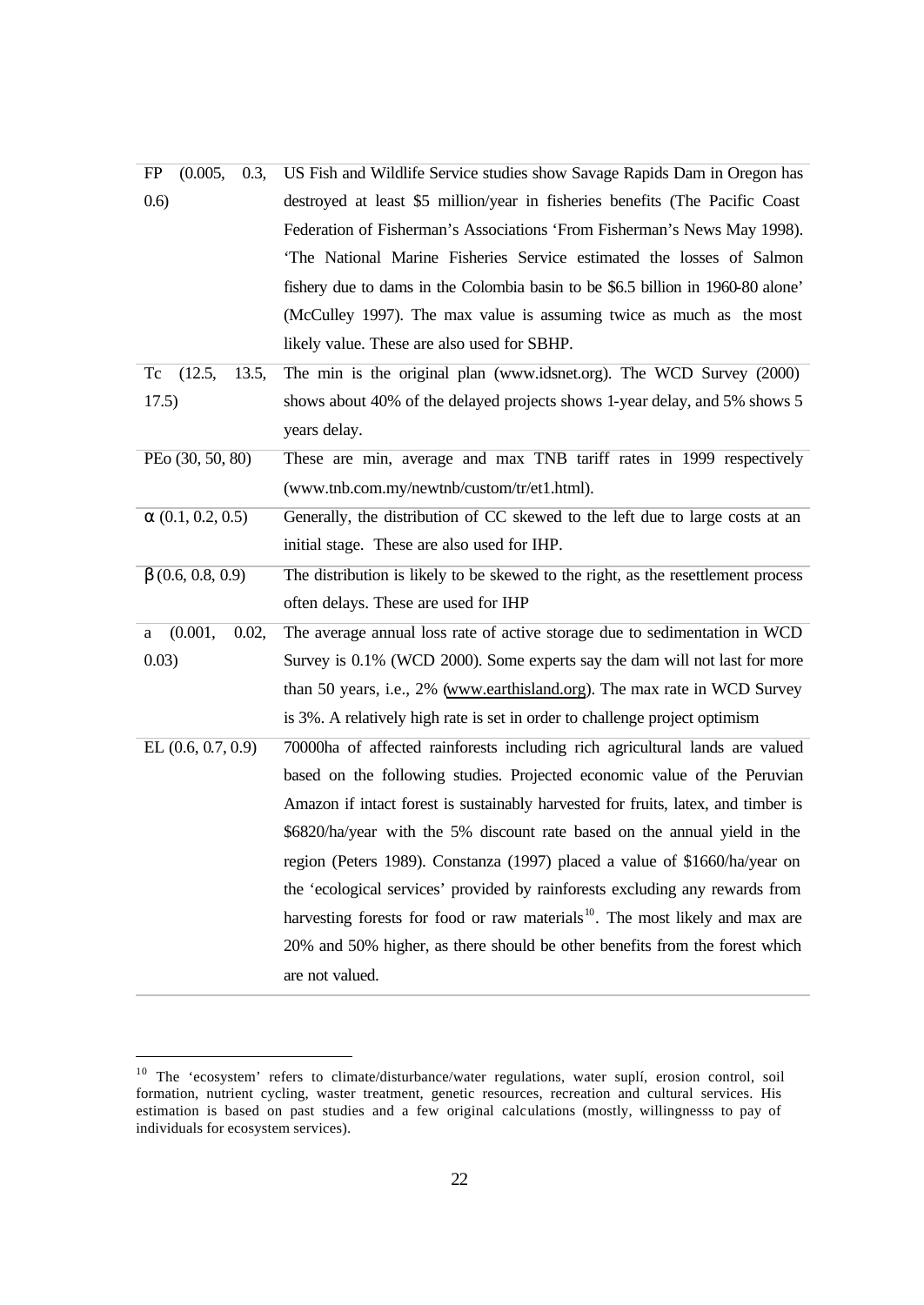| | |
|---|---|
| FP (0.005, 0.3, 0.6) | US Fish and Wildlife Service studies show Savage Rapids Dam in Oregon has destroyed at least \$5 million/year in fisheries benefits (The Pacific Coast Federation of Fisherman's Associations 'From Fisherman's News May 1998). 'The National Marine Fisheries Service estimated the losses of Salmon fishery due to dams in the Colombia basin to be \$6.5 billion in 1960-80 alone' (McCulley 1997). The max value is assuming twice as much as the most likely value. These are also used for SBHP. |
| Tc (12.5, 13.5, 17.5) | The min is the original plan (www.idsnet.org). The WCD Survey (2000) shows about 40% of the delayed projects shows 1-year delay, and 5% shows 5 years delay. |
| PEo (30, 50, 80) | These are min, average and max TNB tariff rates in 1999 respectively (www.tnb.com.my/newtnb/custom/tr/et1.html). |
| $\alpha$ (0.1, 0.2, 0.5) | Generally, the distribution of CC skewed to the left due to large costs at an initial stage. These are also used for IHP. |
| $\beta$ (0.6, 0.8, 0.9) | The distribution is likely to be skewed to the right, as the resettlement process often delays. These are used for IHP |
| a (0.001, 0.02, 0.03) | The average annual loss rate of active storage due to sedimentation in WCD Survey is 0.1% (WCD 2000). Some experts say the dam will not last for more than 50 years, i.e., 2% (www.earthisland.org). The max rate in WCD Survey is 3%. A relatively high rate is set in order to challenge project optimism |
| EL (0.6, 0.7, 0.9) | 70000ha of affected rainforests including rich agricultural lands are valued based on the following studies. Projected economic value of the Peruvian Amazon if intact forest is sustainably harvested for fruits, latex, and timber is \$6820/ha/year with the 5% discount rate based on the annual yield in the region (Peters 1989). Constanza (1997) placed a value of \$1660/ha/year on the 'ecological services' provided by rainforests excluding any rewards from harvesting forests for food or raw materials[10]. The most likely and max are 20% and 50% higher, as there should be other benefits from the forest which are not valued. |

[10] The 'ecosystem' refers to climate/disturbance/water regulations, water suplí, erosion control, soil formation, nutrient cycling, waster treatment, genetic resources, recreation and cultural services. His estimation is based on past studies and a few original calculations (mostly, willingnesss to pay of individuals for ecosystem services).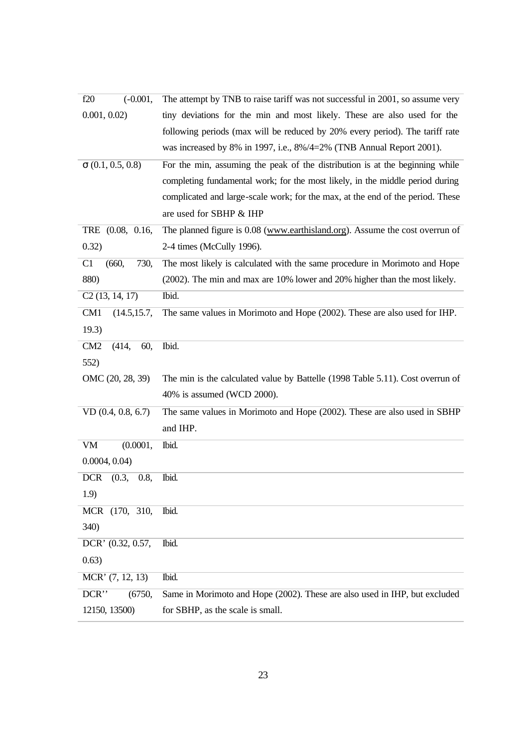| | |
|---|---|
| f20 (-0.001, 0.001, 0.02) | The attempt by TNB to raise tariff was not successful in 2001, so assume very tiny deviations for the min and most likely. These are also used for the following periods (max will be reduced by 20% every period). The tariff rate was increased by 8% in 1997, i.e., 8%/4=2% (TNB Annual Report 2001). |
| σ (0.1, 0.5, 0.8) | For the min, assuming the peak of the distribution is at the beginning while completing fundamental work; for the most likely, in the middle period during complicated and large-scale work; for the max, at the end of the period. These are used for SBHP & IHP |
| TRE (0.08, 0.16, 0.32) | The planned figure is 0.08 (www.earthisland.org). Assume the cost overrun of 2-4 times (McCully 1996). |
| C1 (660, 730, 880) | The most likely is calculated with the same procedure in Morimoto and Hope (2002). The min and max are 10% lower and 20% higher than the most likely. |
| C2 (13, 14, 17) | Ibid. |
| CM1 (14.5,15.7, 19.3) | The same values in Morimoto and Hope (2002). These are also used for IHP. |
| CM2 (414, 60, 552) | Ibid. |
| OMC (20, 28, 39) | The min is the calculated value by Battelle (1998 Table 5.11). Cost overrun of 40% is assumed (WCD 2000). |
| VD (0.4, 0.8, 6.7) | The same values in Morimoto and Hope (2002). These are also used in SBHP and IHP. |
| VM (0.0001, 0.0004, 0.04) | Ibid. |
| DCR (0.3, 0.8, 1.9) | Ibid. |
| MCR (170, 310, 340) | Ibid. |
| DCR' (0.32, 0.57, 0.63) | Ibid. |
| MCR' (7, 12, 13) | Ibid. |
| DCR'' (6750, 12150, 13500) | Same in Morimoto and Hope (2002). These are also used in IHP, but excluded for SBHP, as the scale is small. |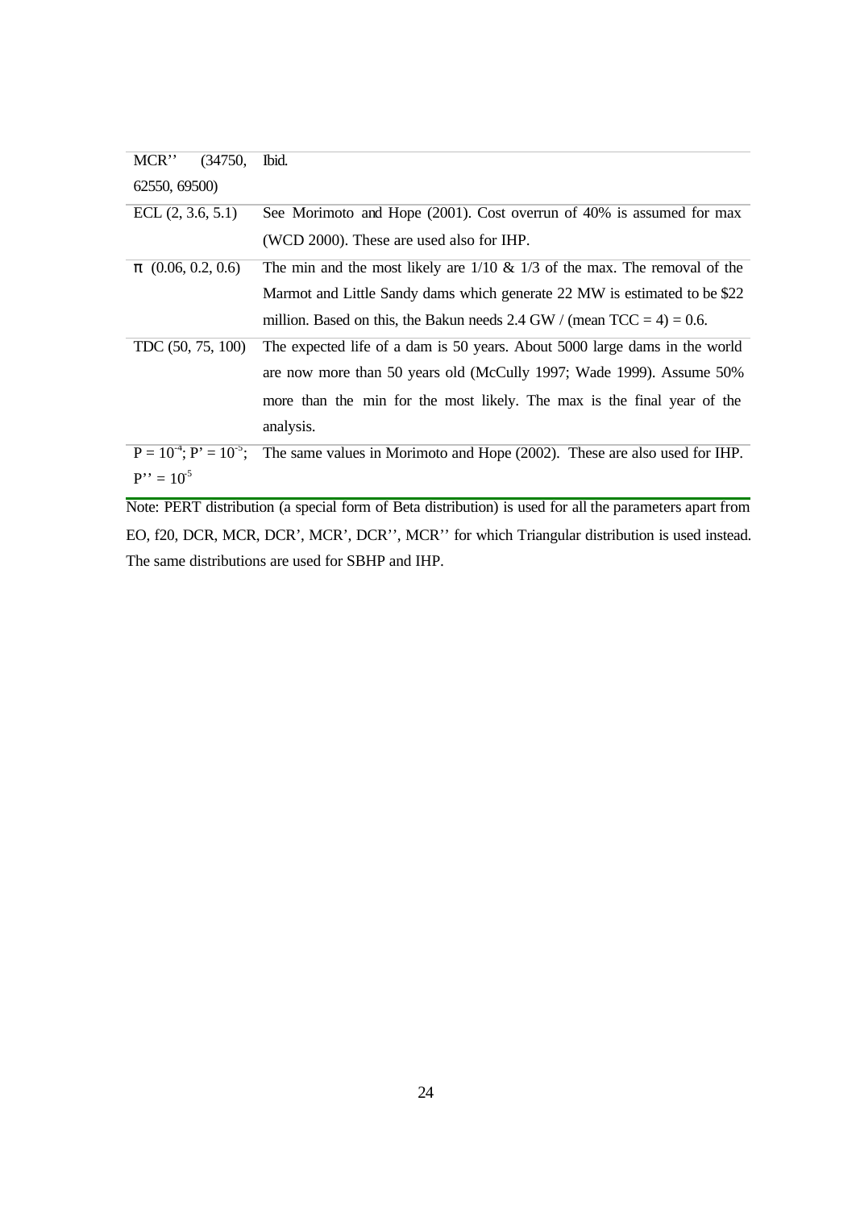| | |
|---|---|
| MCR'' (34750, 62550, 69500) | Ibid. |
| ECL (2, 3.6, 5.1) | See Morimoto and Hope (2001). Cost overrun of 40% is assumed for max (WCD 2000). These are used also for IHP. |
| $\pi$ (0.06, 0.2, 0.6) | The min and the most likely are 1/10 & 1/3 of the max. The removal of the Marmot and Little Sandy dams which generate 22 MW is estimated to be \$22 million. Based on this, the Bakun needs 2.4 GW / (mean TCC = 4) = 0.6. |
| TDC (50, 75, 100) | The expected life of a dam is 50 years. About 5000 large dams in the world are now more than 50 years old (McCully 1997; Wade 1999). Assume 50% more than the min for the most likely. The max is the final year of the analysis. |
| $P = 10^{-4}$; $P' = 10^{-5}$; $P'' = 10^{-5}$ | The same values in Morimoto and Hope (2002). These are also used for IHP. |

Note: PERT distribution (a special form of Beta distribution) is used for all the parameters apart from EO, f20, DCR, MCR, DCR', MCR', DCR'', MCR'' for which Triangular distribution is used instead. The same distributions are used for SBHP and IHP.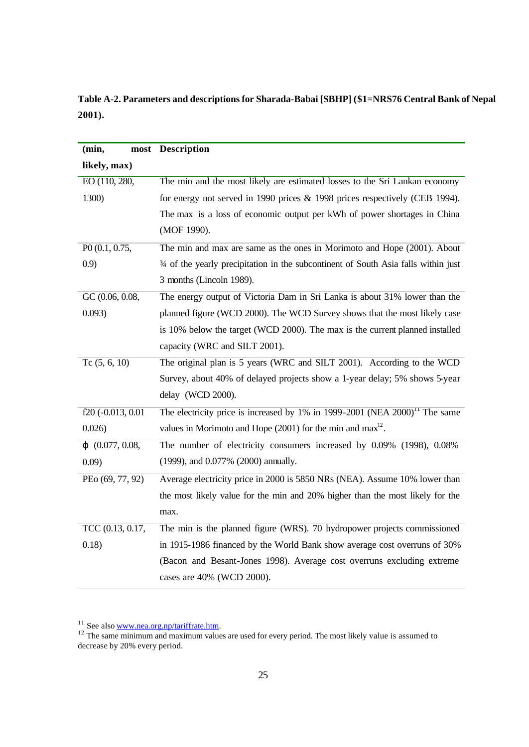**Table A-2. Parameters and descriptions for Sharada-Babai [SBHP] ($1=NRS76 Central Bank of Nepal 2001).**

| (min, most likely, max) | Description |
|---|---|
| EO (110, 280, 1300) | The min and the most likely are estimated losses to the Sri Lankan economy for energy not served in 1990 prices & 1998 prices respectively (CEB 1994). The max is a loss of economic output per kWh of power shortages in China (MOF 1990). |
| P0 (0.1, 0.75, 0.9) | The min and max are same as the ones in Morimoto and Hope (2001). About ¾ of the yearly precipitation in the subcontinent of South Asia falls within just 3 months (Lincoln 1989). |
| GC (0.06, 0.08, 0.093) | The energy output of Victoria Dam in Sri Lanka is about 31% lower than the planned figure (WCD 2000). The WCD Survey shows that the most likely case is 10% below the target (WCD 2000). The max is the current planned installed capacity (WRC and SILT 2001). |
| Tc (5, 6, 10) | The original plan is 5 years (WRC and SILT 2001). According to the WCD Survey, about 40% of delayed projects show a 1-year delay; 5% shows 5-year delay (WCD 2000). |
| f20 (-0.013, 0.01 0.026) | The electricity price is increased by 1% in 1999-2001 (NEA 2000)[11] The same values in Morimoto and Hope (2001) for the min and max[12]. |
| $\varphi$ (0.077, 0.08, 0.09) | The number of electricity consumers increased by 0.09% (1998), 0.08% (1999), and 0.077% (2000) annually. |
| PEo (69, 77, 92) | Average electricity price in 2000 is 5850 NRs (NEA). Assume 10% lower than the most likely value for the min and 20% higher than the most likely for the max. |
| TCC (0.13, 0.17, 0.18) | The min is the planned figure (WRS). 70 hydropower projects commissioned in 1915-1986 financed by the World Bank show average cost overruns of 30% (Bacon and Besant-Jones 1998). Average cost overruns excluding extreme cases are 40% (WCD 2000). |

[11] See also www.nea.org.np/tariffrate.htm.

[12] The same minimum and maximum values are used for every period. The most likely value is assumed to decrease by 20% every period.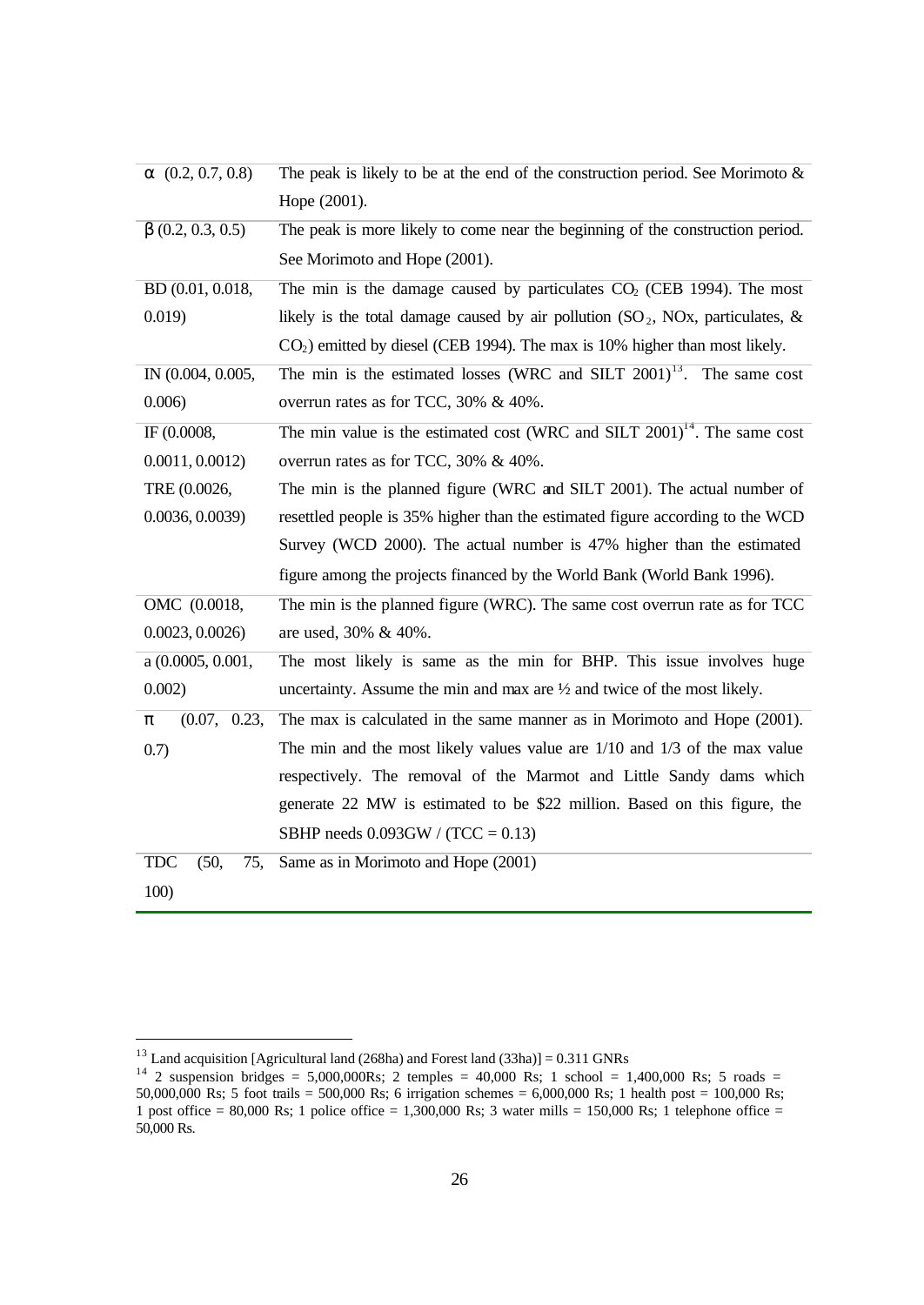| | |
|---|---|
| $\alpha$ (0.2, 0.7, 0.8) | The peak is likely to be at the end of the construction period. See Morimoto & Hope (2001). |
| $\beta$ (0.2, 0.3, 0.5) | The peak is more likely to come near the beginning of the construction period. See Morimoto and Hope (2001). |
| BD (0.01, 0.018, 0.019) | The min is the damage caused by particulates $CO_2$ (CEB 1994). The most likely is the total damage caused by air pollution ($SO_2$, NOx, particulates, & $CO_2$) emitted by diesel (CEB 1994). The max is 10% higher than most likely. |
| IN (0.004, 0.005, 0.006) | The min is the estimated losses (WRC and SILT 2001)[13]. The same cost overrun rates as for TCC, 30% & 40%. |
| IF (0.0008, 0.0011, 0.0012) | The min value is the estimated cost (WRC and SILT 2001)[14]. The same cost overrun rates as for TCC, 30% & 40%. |
| TRE (0.0026, 0.0036, 0.0039) | The min is the planned figure (WRC and SILT 2001). The actual number of resettled people is 35% higher than the estimated figure according to the WCD Survey (WCD 2000). The actual number is 47% higher than the estimated figure among the projects financed by the World Bank (World Bank 1996). |
| OMC (0.0018, 0.0023, 0.0026) | The min is the planned figure (WRC). The same cost overrun rate as for TCC are used, 30% & 40%. |
| a (0.0005, 0.001, 0.002) | The most likely is same as the min for BHP. This issue involves huge uncertainty. Assume the min and max are ½ and twice of the most likely. |
| $\pi$ (0.07, 0.23, 0.7) | The max is calculated in the same manner as in Morimoto and Hope (2001). The min and the most likely values value are 1/10 and 1/3 of the max value respectively. The removal of the Marmot and Little Sandy dams which generate 22 MW is estimated to be \$22 million. Based on this figure, the SBHP needs 0.093GW / (TCC = 0.13) |
| TDC (50, 75, 100) | Same as in Morimoto and Hope (2001) |

[13] Land acquisition [Agricultural land (268ha) and Forest land (33ha)] = 0.311 GNRs

[14] 2 suspension bridges = 5,000,000Rs; 2 temples = 40,000 Rs; 1 school = 1,400,000 Rs; 5 roads = 50,000,000 Rs; 5 foot trails = 500,000 Rs; 6 irrigation schemes = 6,000,000 Rs; 1 health post = 100,000 Rs; 1 post office = 80,000 Rs; 1 police office = 1,300,000 Rs; 3 water mills = 150,000 Rs; 1 telephone office = 50,000 Rs.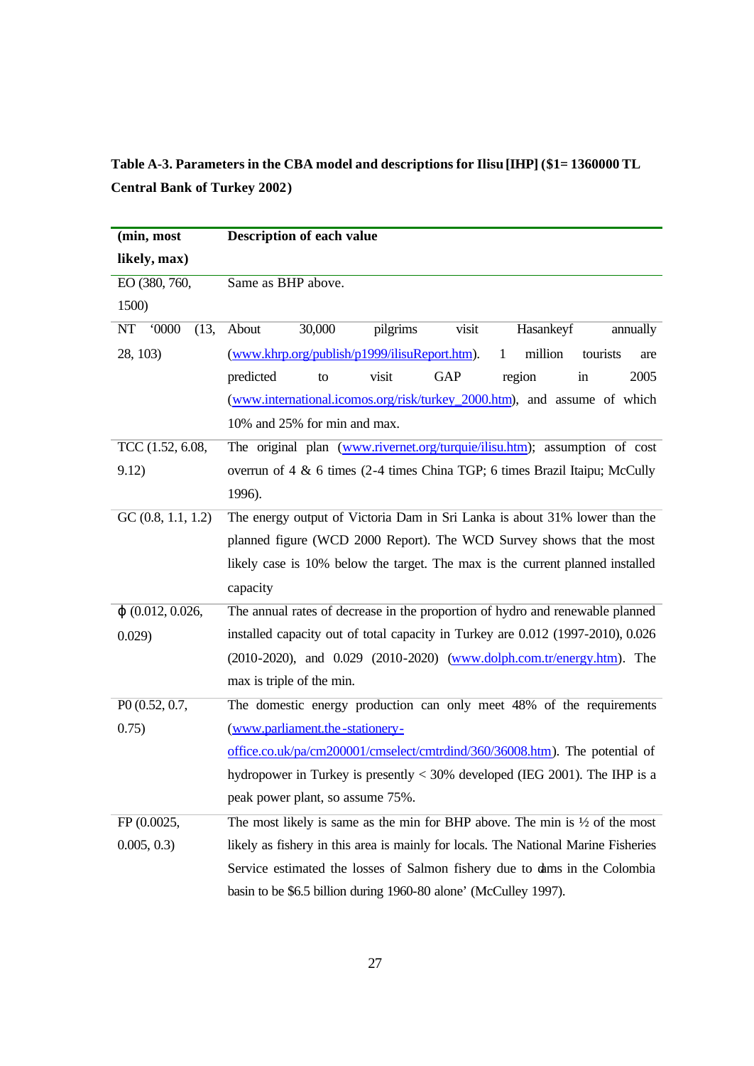**Table A-3. Parameters in the CBA model and descriptions for Ilisu [IHP] ($1= 1360000 TL Central Bank of Turkey 2002)**

| (min, most likely, max) | Description of each value |
|---|---|
| EO (380, 760, 1500) | Same as BHP above. |
| NT '0000 (13, 28, 103) | About 30,000 pilgrims visit Hasankeyf annually (www.khrp.org/publish/p1999/ilisuReport.htm). 1 million tourists are predicted to visit GAP region in 2005 (www.international.icomos.org/risk/turkey_2000.htm), and assume of which 10% and 25% for min and max. |
| TCC (1.52, 6.08, 9.12) | The original plan (www.rivernet.org/turquie/ilisu.htm); assumption of cost overrun of 4 & 6 times (2-4 times China TGP; 6 times Brazil Itaipu; McCully 1996). |
| GC (0.8, 1.1, 1.2) | The energy output of Victoria Dam in Sri Lanka is about 31% lower than the planned figure (WCD 2000 Report). The WCD Survey shows that the most likely case is 10% below the target. The max is the current planned installed capacity |
| $\varphi$ (0.012, 0.026, 0.029) | The annual rates of decrease in the proportion of hydro and renewable planned installed capacity out of total capacity in Turkey are 0.012 (1997-2010), 0.026 (2010-2020), and 0.029 (2010-2020) (www.dolph.com.tr/energy.htm). The max is triple of the min. |
| P0 (0.52, 0.7, 0.75) | The domestic energy production can only meet 48% of the requirements (www.parliament.the-stationery-office.co.uk/pa/cm200001/cmselect/cmtrdind/360/36008.htm). The potential of hydropower in Turkey is presently < 30% developed (IEG 2001). The IHP is a peak power plant, so assume 75%. |
| FP (0.0025, 0.005, 0.3) | The most likely is same as the min for BHP above. The min is ½ of the most likely as fishery in this area is mainly for locals. The National Marine Fisheries Service estimated the losses of Salmon fishery due to dams in the Colombia basin to be $6.5 billion during 1960-80 alone' (McCulley 1997). |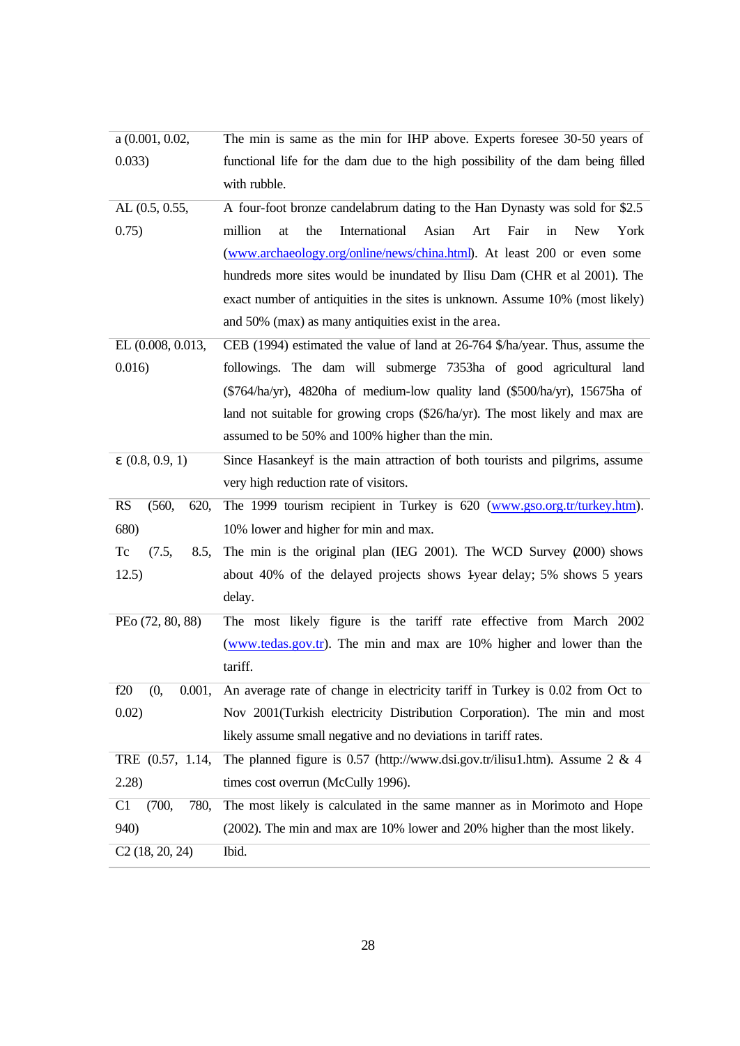| | |
|---|---|
| a (0.001, 0.02, 0.033) | The min is same as the min for IHP above. Experts foresee 30-50 years of functional life for the dam due to the high possibility of the dam being filled with rubble. |
| AL (0.5, 0.55, 0.75) | A four-foot bronze candelabrum dating to the Han Dynasty was sold for $2.5 million at the International Asian Art Fair in New York (www.archaeology.org/online/news/china.html). At least 200 or even some hundreds more sites would be inundated by Ilisu Dam (CHR et al 2001). The exact number of antiquities in the sites is unknown. Assume 10% (most likely) and 50% (max) as many antiquities exist in the area. |
| EL (0.008, 0.013, 0.016) | CEB (1994) estimated the value of land at 26-764 $/ha/year. Thus, assume the followings. The dam will submerge 7353ha of good agricultural land ($764/ha/yr), 4820ha of medium-low quality land ($500/ha/yr), 15675ha of land not suitable for growing crops ($26/ha/yr). The most likely and max are assumed to be 50% and 100% higher than the min. |
| $\varepsilon$ (0.8, 0.9, 1) | Since Hasankeyf is the main attraction of both tourists and pilgrims, assume very high reduction rate of visitors. |
| RS (560, 620, 680) | The 1999 tourism recipient in Turkey is 620 (www.gso.org.tr/turkey.htm). 10% lower and higher for min and max. |
| Tc (7.5, 8.5, 12.5) | The min is the original plan (IEG 2001). The WCD Survey (2000) shows about 40% of the delayed projects shows 1-year delay; 5% shows 5 years delay. |
| PEo (72, 80, 88) | The most likely figure is the tariff rate effective from March 2002 (www.tedas.gov.tr). The min and max are 10% higher and lower than the tariff. |
| f20 (0, 0.001, 0.02) | An average rate of change in electricity tariff in Turkey is 0.02 from Oct to Nov 2001(Turkish electricity Distribution Corporation). The min and most likely assume small negative and no deviations in tariff rates. |
| TRE (0.57, 1.14, 2.28) | The planned figure is 0.57 (http://www.dsi.gov.tr/ilisu1.htm). Assume 2 & 4 times cost overrun (McCully 1996). |
| C1 (700, 780, 940) | The most likely is calculated in the same manner as in Morimoto and Hope (2002). The min and max are 10% lower and 20% higher than the most likely. |
| C2 (18, 20, 24) | Ibid. |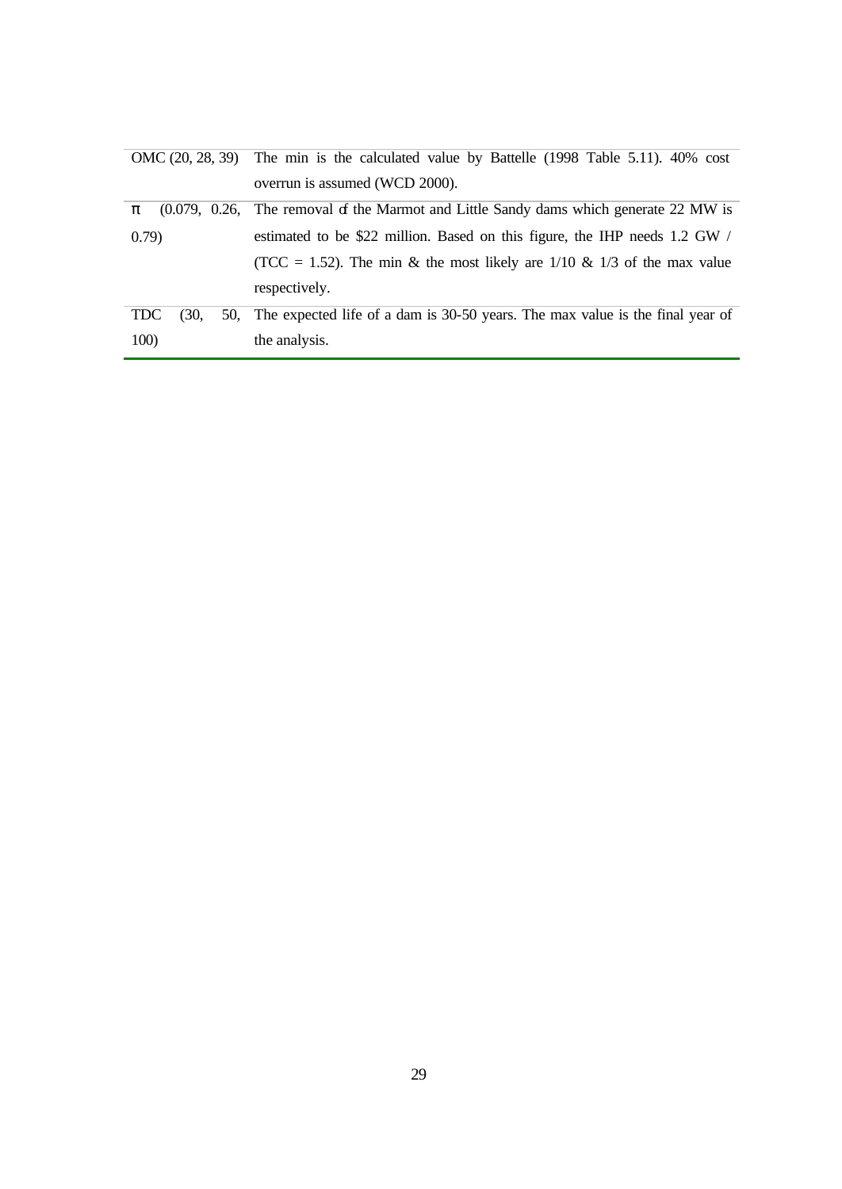| | |
|---|---|
| OMC (20, 28, 39) | The min is the calculated value by Battelle (1998 Table 5.11). 40% cost overrun is assumed (WCD 2000). |
| π (0.079, 0.26, 0.79) | The removal of the Marmot and Little Sandy dams which generate 22 MW is estimated to be $22 million. Based on this figure, the IHP needs 1.2 GW / (TCC = 1.52). The min & the most likely are 1/10 & 1/3 of the max value respectively. |
| TDC (30, 50, 100) | The expected life of a dam is 30-50 years. The max value is the final year of the analysis. |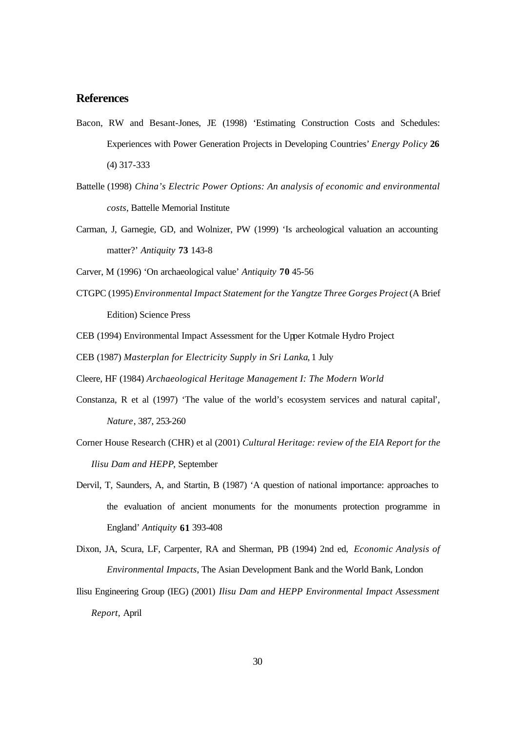## References

Bacon, RW and Besant-Jones, JE (1998) 'Estimating Construction Costs and Schedules: Experiences with Power Generation Projects in Developing Countries' *Energy Policy* **26** (4) 317-333

Battelle (1998) *China's Electric Power Options: An analysis of economic and environmental costs*, Battelle Memorial Institute

Carman, J, Garnegie, GD, and Wolnizer, PW (1999) 'Is archeological valuation an accounting matter?' *Antiquity* **73** 143-8

Carver, M (1996) 'On archaeological value' *Antiquity* **70** 45-56

CTGPC (1995) *Environmental Impact Statement for the Yangtze Three Gorges Project* (A Brief Edition) Science Press

CEB (1994) Environmental Impact Assessment for the Upper Kotmale Hydro Project

CEB (1987) *Masterplan for Electricity Supply in Sri Lanka*, 1 July

Cleere, HF (1984) *Archaeological Heritage Management I: The Modern World*

Constanza, R et al (1997) 'The value of the world's ecosystem services and natural capital', *Nature*, 387, 253-260

Corner House Research (CHR) et al (2001) *Cultural Heritage: review of the EIA Report for the Ilisu Dam and HEPP*, September

Dervil, T, Saunders, A, and Startin, B (1987) 'A question of national importance: approaches to the evaluation of ancient monuments for the monuments protection programme in England' *Antiquity* **61** 393-408

Dixon, JA, Scura, LF, Carpenter, RA and Sherman, PB (1994) 2nd ed, *Economic Analysis of Environmental Impacts*, The Asian Development Bank and the World Bank, London

Ilisu Engineering Group (IEG) (2001) *Ilisu Dam and HEPP Environmental Impact Assessment Report*, April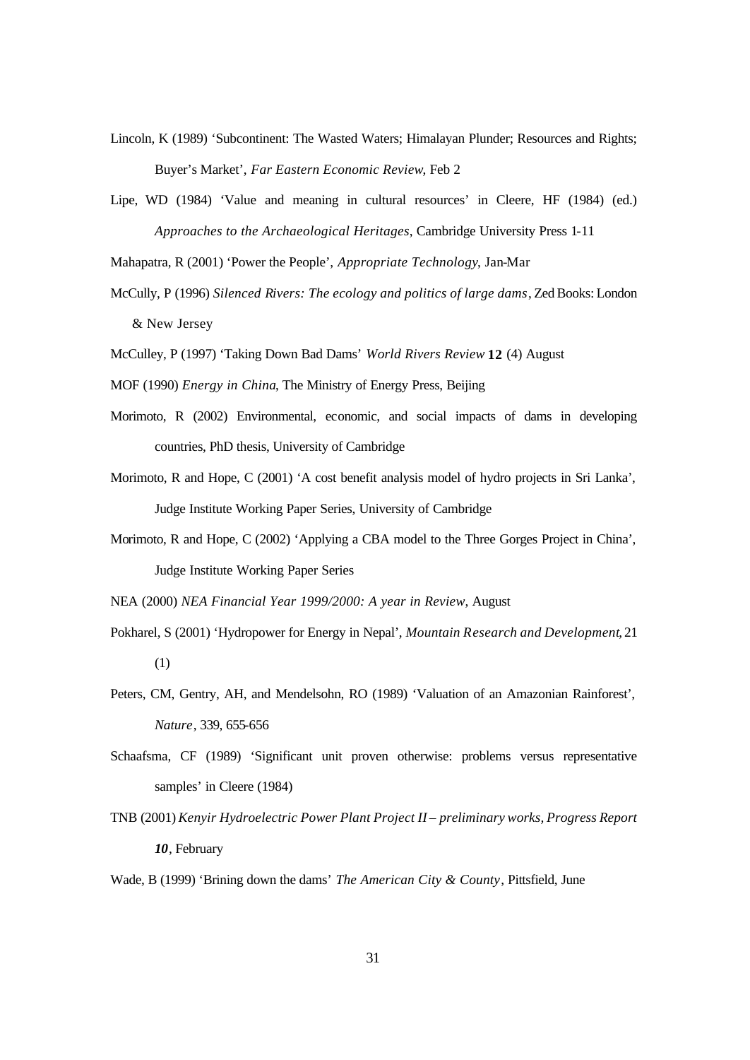Lincoln, K (1989) 'Subcontinent: The Wasted Waters; Himalayan Plunder; Resources and Rights; Buyer's Market', *Far Eastern Economic Review*, Feb 2

Lipe, WD (1984) 'Value and meaning in cultural resources' in Cleere, HF (1984) (ed.) *Approaches to the Archaeological Heritages*, Cambridge University Press 1-11

Mahapatra, R (2001) 'Power the People', *Appropriate Technology*, Jan-Mar

McCully, P (1996) *Silenced Rivers: The ecology and politics of large dams*, Zed Books: London & New Jersey

McCulley, P (1997) 'Taking Down Bad Dams' *World Rivers Review* **12** (4) August

MOF (1990) *Energy in China*, The Ministry of Energy Press, Beijing

Morimoto, R (2002) Environmental, economic, and social impacts of dams in developing countries, PhD thesis, University of Cambridge

Morimoto, R and Hope, C (2001) 'A cost benefit analysis model of hydro projects in Sri Lanka', Judge Institute Working Paper Series, University of Cambridge

Morimoto, R and Hope, C (2002) 'Applying a CBA model to the Three Gorges Project in China', Judge Institute Working Paper Series

NEA (2000) *NEA Financial Year 1999/2000: A year in Review*, August

Pokharel, S (2001) 'Hydropower for Energy in Nepal', *Mountain Research and Development*, 21 (1)

Peters, CM, Gentry, AH, and Mendelsohn, RO (1989) 'Valuation of an Amazonian Rainforest', *Nature*, 339, 655-656

Schaafsma, CF (1989) 'Significant unit proven otherwise: problems versus representative samples' in Cleere (1984)

TNB (2001) *Kenyir Hydroelectric Power Plant Project II – preliminary works, Progress Report **10***, February

Wade, B (1999) 'Brining down the dams' *The American City & County*, Pittsfield, June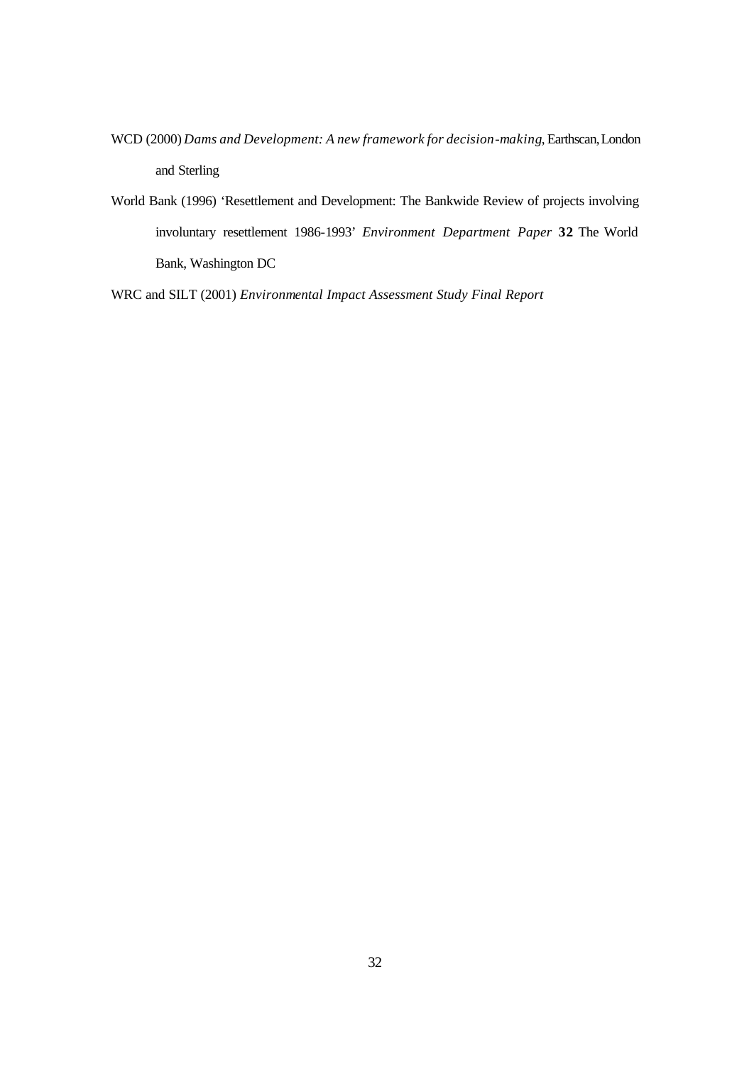WCD (2000) *Dams and Development: A new framework for decision-making*, Earthscan, London and Sterling

World Bank (1996) 'Resettlement and Development: The Bankwide Review of projects involving involuntary resettlement 1986-1993' *Environment Department Paper* **32** The World Bank, Washington DC

WRC and SILT (2001) *Environmental Impact Assessment Study Final Report*